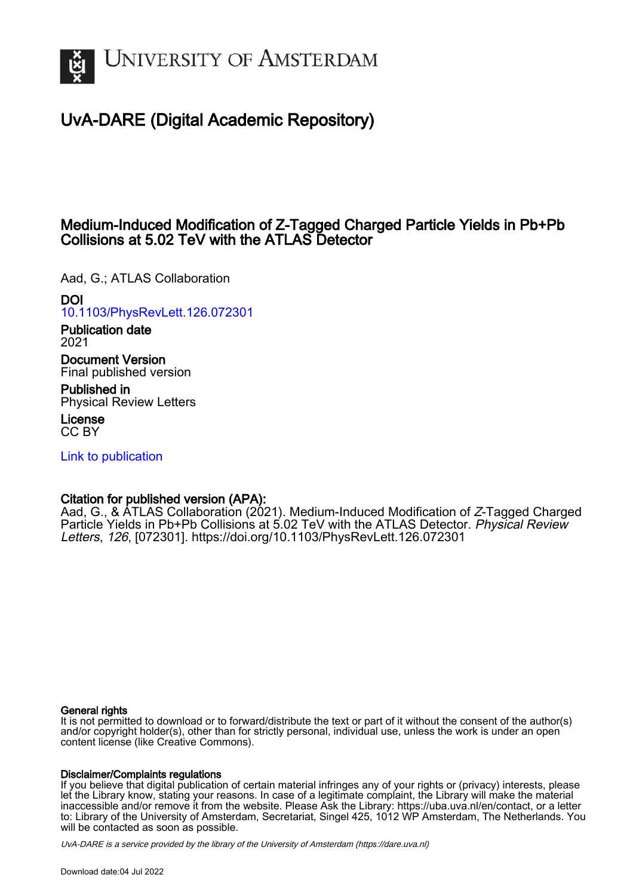# UvA-DARE (Digital Academic Repository)

## Medium-Induced Modification of Z-Tagged Charged Particle Yields in Pb+Pb Collisions at 5.02 TeV with the ATLAS Detector

Aad, G.; ATLAS Collaboration

**DOI**
10.1103/PhysRevLett.126.072301

**Publication date**
2021

**Document Version**
Final published version

**Published in**
Physical Review Letters

**License**
CC BY

Link to publication

**Citation for published version (APA):**
Aad, G., & ATLAS Collaboration (2021). Medium-Induced Modification of *Z*-Tagged Charged Particle Yields in Pb+Pb Collisions at 5.02 TeV with the ATLAS Detector. *Physical Review Letters*, *126*, [072301]. https://doi.org/10.1103/PhysRevLett.126.072301

**General rights**
It is not permitted to download or to forward/distribute the text or part of it without the consent of the author(s) and/or copyright holder(s), other than for strictly personal, individual use, unless the work is under an open content license (like Creative Commons).

**Disclaimer/Complaints regulations**
If you believe that digital publication of certain material infringes any of your rights or (privacy) interests, please let the Library know, stating your reasons. In case of a legitimate complaint, the Library will make the material inaccessible and/or remove it from the website. Please Ask the Library: https://uba.uva.nl/en/contact, or a letter to: Library of the University of Amsterdam, Secretariat, Singel 425, 1012 WP Amsterdam, The Netherlands. You will be contacted as soon as possible.

*UvA-DARE is a service provided by the library of the University of Amsterdam (https://dare.uva.nl)*

Download date:04 Jul 2022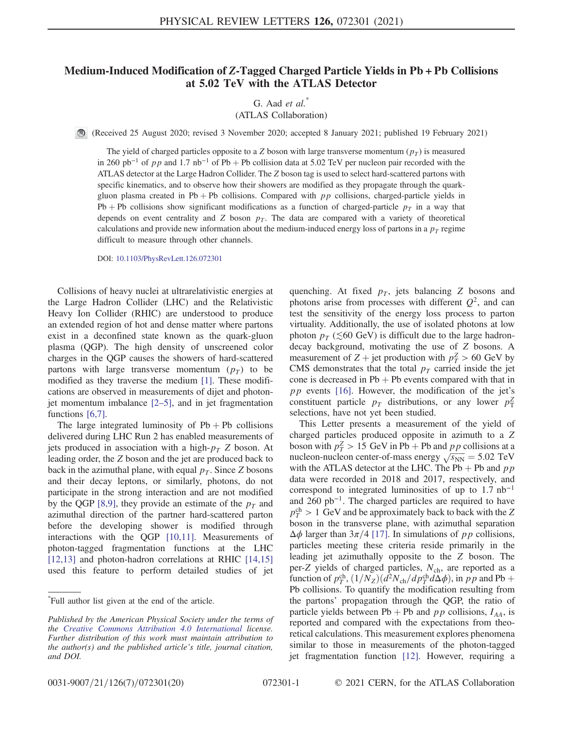# Medium-Induced Modification of $Z$-Tagged Charged Particle Yields in Pb + Pb Collisions at 5.02 TeV with the ATLAS Detector

G. Aad *et al.*[*]

(ATLAS Collaboration)

(Received 25 August 2020; revised 3 November 2020; accepted 8 January 2021; published 19 February 2021)

The yield of charged particles opposite to a $Z$ boson with large transverse momentum ($p_T$) is measured in 260 pb$^{-1}$ of $pp$ and 1.7 nb$^{-1}$ of Pb + Pb collision data at 5.02 TeV per nucleon pair recorded with the ATLAS detector at the Large Hadron Collider. The $Z$ boson tag is used to select hard-scattered partons with specific kinematics, and to observe how their showers are modified as they propagate through the quark-gluon plasma created in Pb + Pb collisions. Compared with $pp$ collisions, charged-particle yields in Pb + Pb collisions show significant modifications as a function of charged-particle $p_T$ in a way that depends on event centrality and $Z$ boson $p_T$. The data are compared with a variety of theoretical calculations and provide new information about the medium-induced energy loss of partons in a $p_T$ regime difficult to measure through other channels.

DOI: 10.1103/PhysRevLett.126.072301

Collisions of heavy nuclei at ultrarelativistic energies at the Large Hadron Collider (LHC) and the Relativistic Heavy Ion Collider (RHIC) are understood to produce an extended region of hot and dense matter where partons exist in a deconfined state known as the quark-gluon plasma (QGP). The high density of unscreened color charges in the QGP causes the showers of hard-scattered partons with large transverse momentum ($p_T$) to be modified as they traverse the medium [1]. These modifications are observed in measurements of dijet and photon-jet momentum imbalance [2–5], and in jet fragmentation functions [6,7].

The large integrated luminosity of Pb + Pb collisions delivered during LHC Run 2 has enabled measurements of jets produced in association with a high-$p_T$ $Z$ boson. At leading order, the $Z$ boson and the jet are produced back to back in the azimuthal plane, with equal $p_T$. Since $Z$ bosons and their decay leptons, or similarly, photons, do not participate in the strong interaction and are not modified by the QGP [8,9], they provide an estimate of the $p_T$ and azimuthal direction of the partner hard-scattered parton before the developing shower is modified through interactions with the QGP [10,11]. Measurements of photon-tagged fragmentation functions at the LHC [12,13] and photon-hadron correlations at RHIC [14,15] used this feature to perform detailed studies of jet quenching. At fixed $p_T$, jets balancing $Z$ bosons and photons arise from processes with different $Q^2$, and can test the sensitivity of the energy loss process to parton virtuality. Additionally, the use of isolated photons at low photon $p_T$ ($\lesssim$60 GeV) is difficult due to the large hadron-decay background, motivating the use of $Z$ bosons. A measurement of $Z$ + jet production with $p_T^Z > 60$ GeV by CMS demonstrates that the total $p_T$ carried inside the jet cone is decreased in Pb + Pb events compared with that in $pp$ events [16]. However, the modification of the jet's constituent particle $p_T$ distributions, or any lower $p_T^Z$ selections, have not yet been studied.

This Letter presents a measurement of the yield of charged particles produced opposite in azimuth to a $Z$ boson with $p_T^Z > 15$ GeV in Pb + Pb and $pp$ collisions at a nucleon-nucleon center-of-mass energy $\sqrt{s_{\mathrm{NN}}} = 5.02$ TeV with the ATLAS detector at the LHC. The Pb + Pb and $pp$ data were recorded in 2018 and 2017, respectively, and correspond to integrated luminosities of up to 1.7 nb$^{-1}$ and 260 pb$^{-1}$. The charged particles are required to have $p_T^{\mathrm{ch}} > 1$ GeV and be approximately back to back with the $Z$ boson in the transverse plane, with azimuthal separation $\Delta\phi$ larger than $3\pi/4$ [17]. In simulations of $pp$ collisions, particles meeting these criteria reside primarily in the leading jet azimuthally opposite to the $Z$ boson. The per-$Z$ yields of charged particles, $N_{\mathrm{ch}}$, are reported as a function of $p_T^{\mathrm{ch}}$, $(1/N_Z)(d^2N_{\mathrm{ch}}/dp_T^{\mathrm{ch}}d\Delta\phi)$, in $pp$ and Pb + Pb collisions. To quantify the modification resulting from the partons' propagation through the QGP, the ratio of particle yields between Pb + Pb and $pp$ collisions, $I_{AA}$, is reported and compared with the expectations from theoretical calculations. This measurement explores phenomena similar to those in measurements of the photon-tagged jet fragmentation function [12]. However, requiring a

[*]Full author list given at the end of the article.

*Published by the American Physical Society under the terms of the Creative Commons Attribution 4.0 International license. Further distribution of this work must maintain attribution to the author(s) and the published article's title, journal citation, and DOI.*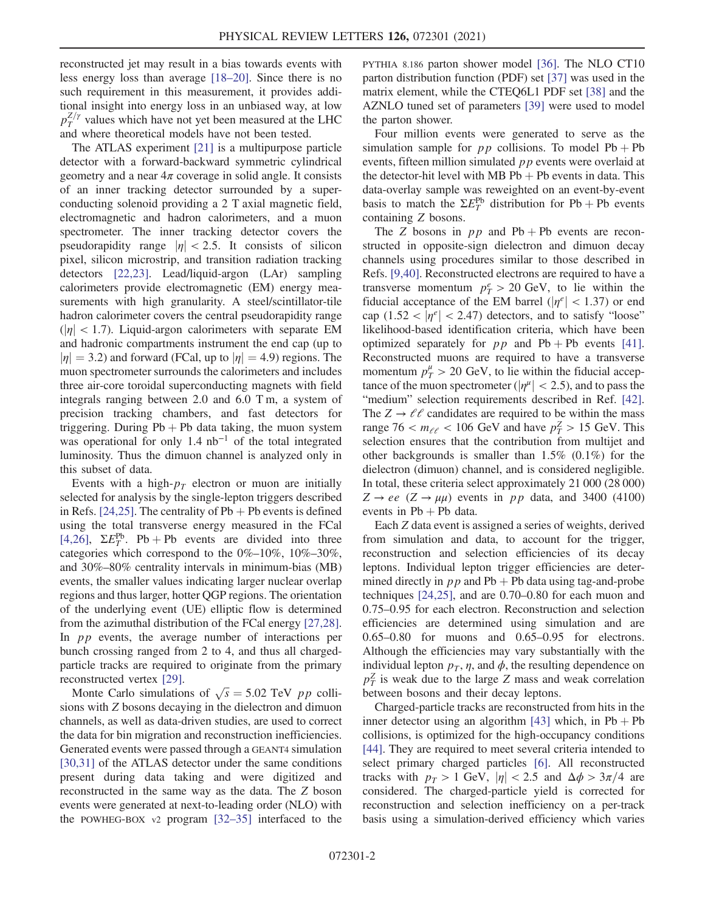reconstructed jet may result in a bias towards events with less energy loss than average [18–20]. Since there is no such requirement in this measurement, it provides additional insight into energy loss in an unbiased way, at low $p_T^{Z/\gamma}$ values which have not yet been measured at the LHC and where theoretical models have not been tested.

The ATLAS experiment [21] is a multipurpose particle detector with a forward-backward symmetric cylindrical geometry and a near $4\pi$ coverage in solid angle. It consists of an inner tracking detector surrounded by a superconducting solenoid providing a 2 T axial magnetic field, electromagnetic and hadron calorimeters, and a muon spectrometer. The inner tracking detector covers the pseudorapidity range $|\eta| < 2.5$. It consists of silicon pixel, silicon microstrip, and transition radiation tracking detectors [22,23]. Lead/liquid-argon (LAr) sampling calorimeters provide electromagnetic (EM) energy measurements with high granularity. A steel/scintillator-tile hadron calorimeter covers the central pseudorapidity range ($|\eta| < 1.7$). Liquid-argon calorimeters with separate EM and hadronic compartments instrument the end cap (up to $|\eta| = 3.2$) and forward (FCal, up to $|\eta| = 4.9$) regions. The muon spectrometer surrounds the calorimeters and includes three air-core toroidal superconducting magnets with field integrals ranging between 2.0 and 6.0 T m, a system of precision tracking chambers, and fast detectors for triggering. During Pb + Pb data taking, the muon system was operational for only 1.4 $\text{nb}^{-1}$ of the total integrated luminosity. Thus the dimuon channel is analyzed only in this subset of data.

Events with a high-$p_T$ electron or muon are initially selected for analysis by the single-lepton triggers described in Refs. [24,25]. The centrality of Pb + Pb events is defined using the total transverse energy measured in the FCal [4,26], $\Sigma E_T^{\text{Pb}}$. Pb + Pb events are divided into three categories which correspond to the 0%–10%, 10%–30%, and 30%–80% centrality intervals in minimum-bias (MB) events, the smaller values indicating larger nuclear overlap regions and thus larger, hotter QGP regions. The orientation of the underlying event (UE) elliptic flow is determined from the azimuthal distribution of the FCal energy [27,28]. In $pp$ events, the average number of interactions per bunch crossing ranged from 2 to 4, and thus all charged-particle tracks are required to originate from the primary reconstructed vertex [29].

Monte Carlo simulations of $\sqrt{s} = 5.02$ TeV $pp$ collisions with $Z$ bosons decaying in the dielectron and dimuon channels, as well as data-driven studies, are used to correct the data for bin migration and reconstruction inefficiencies. Generated events were passed through a GEANT4 simulation [30,31] of the ATLAS detector under the same conditions present during data taking and were digitized and reconstructed in the same way as the data. The $Z$ boson events were generated at next-to-leading order (NLO) with the POWHEG-BOX v2 program [32–35] interfaced to the PYTHIA 8.186 parton shower model [36]. The NLO CT10 parton distribution function (PDF) set [37] was used in the matrix element, while the CTEQ6L1 PDF set [38] and the AZNLO tuned set of parameters [39] were used to model the parton shower.

Four million events were generated to serve as the simulation sample for $pp$ collisions. To model Pb + Pb events, fifteen million simulated $pp$ events were overlaid at the detector-hit level with MB Pb + Pb events in data. This data-overlay sample was reweighted on an event-by-event basis to match the $\Sigma E_T^{\text{Pb}}$ distribution for Pb + Pb events containing $Z$ bosons.

The $Z$ bosons in $pp$ and Pb + Pb events are reconstructed in opposite-sign dielectron and dimuon decay channels using procedures similar to those described in Refs. [9,40]. Reconstructed electrons are required to have a transverse momentum $p_T^e > 20$ GeV, to lie within the fiducial acceptance of the EM barrel ($|\eta^e| < 1.37$) or end cap ($1.52 < |\eta^e| < 2.47$) detectors, and to satisfy "loose" likelihood-based identification criteria, which have been optimized separately for $pp$ and Pb + Pb events [41]. Reconstructed muons are required to have a transverse momentum $p_T^\mu > 20$ GeV, to lie within the fiducial acceptance of the muon spectrometer ($|\eta^\mu| < 2.5$), and to pass the "medium" selection requirements described in Ref. [42]. The $Z \to \ell\ell$ candidates are required to be within the mass range $76 < m_{\ell\ell} < 106$ GeV and have $p_T^Z > 15$ GeV. This selection ensures that the contribution from multijet and other backgrounds is smaller than 1.5% (0.1%) for the dielectron (dimuon) channel, and is considered negligible. In total, these criteria select approximately 21 000 (28 000) $Z \to ee$ ($Z \to \mu\mu$) events in $pp$ data, and 3400 (4100) events in Pb + Pb data.

Each $Z$ data event is assigned a series of weights, derived from simulation and data, to account for the trigger, reconstruction and selection efficiencies of its decay leptons. Individual lepton trigger efficiencies are determined directly in $pp$ and Pb + Pb data using tag-and-probe techniques [24,25], and are 0.70–0.80 for each muon and 0.75–0.95 for each electron. Reconstruction and selection efficiencies are determined using simulation and are 0.65–0.80 for muons and 0.65–0.95 for electrons. Although the efficiencies may vary substantially with the individual lepton $p_T$, $\eta$, and $\phi$, the resulting dependence on $p_T^Z$ is weak due to the large $Z$ mass and weak correlation between bosons and their decay leptons.

Charged-particle tracks are reconstructed from hits in the inner detector using an algorithm [43] which, in Pb + Pb collisions, is optimized for the high-occupancy conditions [44]. They are required to meet several criteria intended to select primary charged particles [6]. All reconstructed tracks with $p_T > 1$ GeV, $|\eta| < 2.5$ and $\Delta\phi > 3\pi/4$ are considered. The charged-particle yield is corrected for reconstruction and selection inefficiency on a per-track basis using a simulation-derived efficiency which varies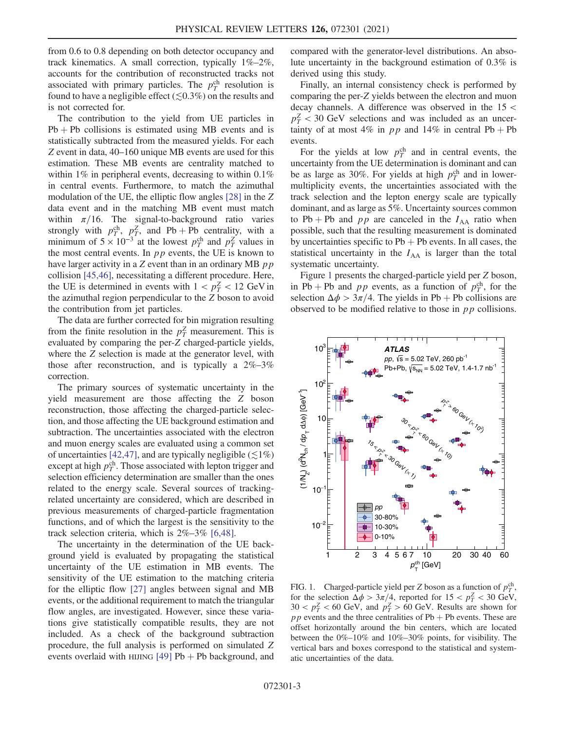from 0.6 to 0.8 depending on both detector occupancy and track kinematics. A small correction, typically 1%–2%, accounts for the contribution of reconstructed tracks not associated with primary particles. The $p_T^{ch}$ resolution is found to have a negligible effect ($\lesssim$0.3%) on the results and is not corrected for.

The contribution to the yield from UE particles in Pb + Pb collisions is estimated using MB events and is statistically subtracted from the measured yields. For each $Z$ event in data, 40–160 unique MB events are used for this estimation. These MB events are centrality matched to within 1% in peripheral events, decreasing to within 0.1% in central events. Furthermore, to match the azimuthal modulation of the UE, the elliptic flow angles [28] in the $Z$ data event and in the matching MB event must match within $\pi/16$. The signal-to-background ratio varies strongly with $p_T^{ch}$, $p_T^Z$, and Pb + Pb centrality, with a minimum of $5 \times 10^{-3}$ at the lowest $p_T^{ch}$ and $p_T^Z$ values in the most central events. In $pp$ events, the UE is known to have larger activity in a $Z$ event than in an ordinary MB $pp$ collision [45,46], necessitating a different procedure. Here, the UE is determined in events with $1 < p_T^Z < 12$ GeV in the azimuthal region perpendicular to the $Z$ boson to avoid the contribution from jet particles.

The data are further corrected for bin migration resulting from the finite resolution in the $p_T^Z$ measurement. This is evaluated by comparing the per-$Z$ charged-particle yields, where the $Z$ selection is made at the generator level, with those after reconstruction, and is typically a 2%–3% correction.

The primary sources of systematic uncertainty in the yield measurement are those affecting the $Z$ boson reconstruction, those affecting the charged-particle selection, and those affecting the UE background estimation and subtraction. The uncertainties associated with the electron and muon energy scales are evaluated using a common set of uncertainties [42,47], and are typically negligible ($\lesssim$1%) except at high $p_T^{ch}$. Those associated with lepton trigger and selection efficiency determination are smaller than the ones related to the energy scale. Several sources of tracking-related uncertainty are considered, which are described in previous measurements of charged-particle fragmentation functions, and of which the largest is the sensitivity to the track selection criteria, which is 2%–3% [6,48].

The uncertainty in the determination of the UE background yield is evaluated by propagating the statistical uncertainty of the UE estimation in MB events. The sensitivity of the UE estimation to the matching criteria for the elliptic flow [27] angles between signal and MB events, or the additional requirement to match the triangular flow angles, are investigated. However, since these variations give statistically compatible results, they are not included. As a check of the background subtraction procedure, the full analysis is performed on simulated $Z$ events overlaid with HIJING [49] Pb + Pb background, and compared with the generator-level distributions. An absolute uncertainty in the background estimation of 0.3% is derived using this study.

Finally, an internal consistency check is performed by comparing the per-$Z$ yields between the electron and muon decay channels. A difference was observed in the $15 < p_T^Z < 30$ GeV selections and was included as an uncertainty of at most 4% in $pp$ and 14% in central Pb + Pb events.

For the yields at low $p_T^{ch}$ and in central events, the uncertainty from the UE determination is dominant and can be as large as 30%. For yields at high $p_T^{ch}$ and in lower-multiplicity events, the uncertainties associated with the track selection and the lepton energy scale are typically dominant, and as large as 5%. Uncertainty sources common to Pb + Pb and $pp$ are canceled in the $I_{AA}$ ratio when possible, such that the resulting measurement is dominated by uncertainties specific to Pb + Pb events. In all cases, the statistical uncertainty in the $I_{AA}$ is larger than the total systematic uncertainty.

Figure 1 presents the charged-particle yield per $Z$ boson, in Pb + Pb and $pp$ events, as a function of $p_T^{ch}$, for the selection $\Delta\phi > 3\pi/4$. The yields in Pb + Pb collisions are observed to be modified relative to those in $pp$ collisions.

FIG. 1. Charged-particle yield per $Z$ boson as a function of $p_T^{ch}$, for the selection $\Delta\phi > 3\pi/4$, reported for $15 < p_T^Z < 30$ GeV, $30 < p_T^Z < 60$ GeV, and $p_T^Z > 60$ GeV. Results are shown for $pp$ events and the three centralities of Pb + Pb events. These are offset horizontally around the bin centers, which are located between the 0%–10% and 10%–30% points, for visibility. The vertical bars and boxes correspond to the statistical and systematic uncertainties of the data.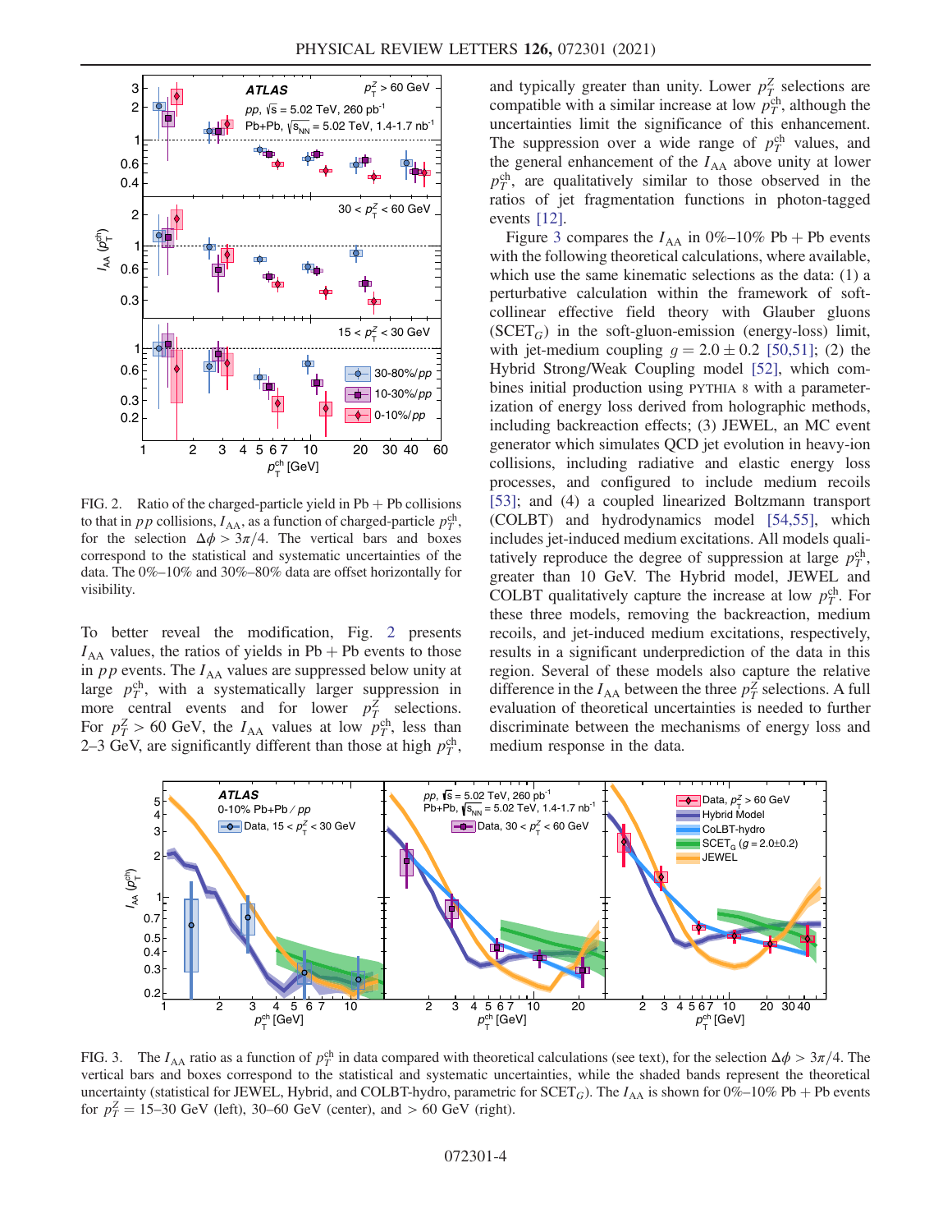FIG. 2. Ratio of the charged-particle yield in Pb + Pb collisions to that in $pp$ collisions, $I_{AA}$, as a function of charged-particle $p_T^{ch}$, for the selection $\Delta\phi > 3\pi/4$. The vertical bars and boxes correspond to the statistical and systematic uncertainties of the data. The 0%–10% and 30%–80% data are offset horizontally for visibility.

To better reveal the modification, Fig. 2 presents $I_{AA}$ values, the ratios of yields in Pb + Pb events to those in $pp$ events. The $I_{AA}$ values are suppressed below unity at large $p_T^{ch}$, with a systematically larger suppression in more central events and for lower $p_T^Z$ selections. For $p_T^Z > 60$ GeV, the $I_{AA}$ values at low $p_T^{ch}$, less than 2–3 GeV, are significantly different than those at high $p_T^{ch}$, and typically greater than unity. Lower $p_T^Z$ selections are compatible with a similar increase at low $p_T^{ch}$, although the uncertainties limit the significance of this enhancement. The suppression over a wide range of $p_T^{ch}$ values, and the general enhancement of the $I_{AA}$ above unity at lower $p_T^{ch}$, are qualitatively similar to those observed in the ratios of jet fragmentation functions in photon-tagged events [12].

Figure 3 compares the $I_{AA}$ in 0%–10% Pb + Pb events with the following theoretical calculations, where available, which use the same kinematic selections as the data: (1) a perturbative calculation within the framework of soft-collinear effective field theory with Glauber gluons (SCET$_G$) in the soft-gluon-emission (energy-loss) limit, with jet-medium coupling $g = 2.0 \pm 0.2$ [50,51]; (2) the Hybrid Strong/Weak Coupling model [52], which combines initial production using PYTHIA 8 with a parameterization of energy loss derived from holographic methods, including backreaction effects; (3) JEWEL, an MC event generator which simulates QCD jet evolution in heavy-ion collisions, including radiative and elastic energy loss processes, and configured to include medium recoils [53]; and (4) a coupled linearized Boltzmann transport (COLBT) and hydrodynamics model [54,55], which includes jet-induced medium excitations. All models qualitatively reproduce the degree of suppression at large $p_T^{ch}$, greater than 10 GeV. The Hybrid model, JEWEL and COLBT qualitatively capture the increase at low $p_T^{ch}$. For these three models, removing the backreaction, medium recoils, and jet-induced medium excitations, respectively, results in a significant underprediction of the data in this region. Several of these models also capture the relative difference in the $I_{AA}$ between the three $p_T^Z$ selections. A full evaluation of theoretical uncertainties is needed to further discriminate between the mechanisms of energy loss and medium response in the data.

FIG. 3. The $I_{AA}$ ratio as a function of $p_T^{ch}$ in data compared with theoretical calculations (see text), for the selection $\Delta\phi > 3\pi/4$. The vertical bars and boxes correspond to the statistical and systematic uncertainties, while the shaded bands represent the theoretical uncertainty (statistical for JEWEL, Hybrid, and COLBT-hydro, parametric for SCET$_G$). The $I_{AA}$ is shown for 0%–10% Pb + Pb events for $p_T^Z$ = 15–30 GeV (left), 30–60 GeV (center), and > 60 GeV (right).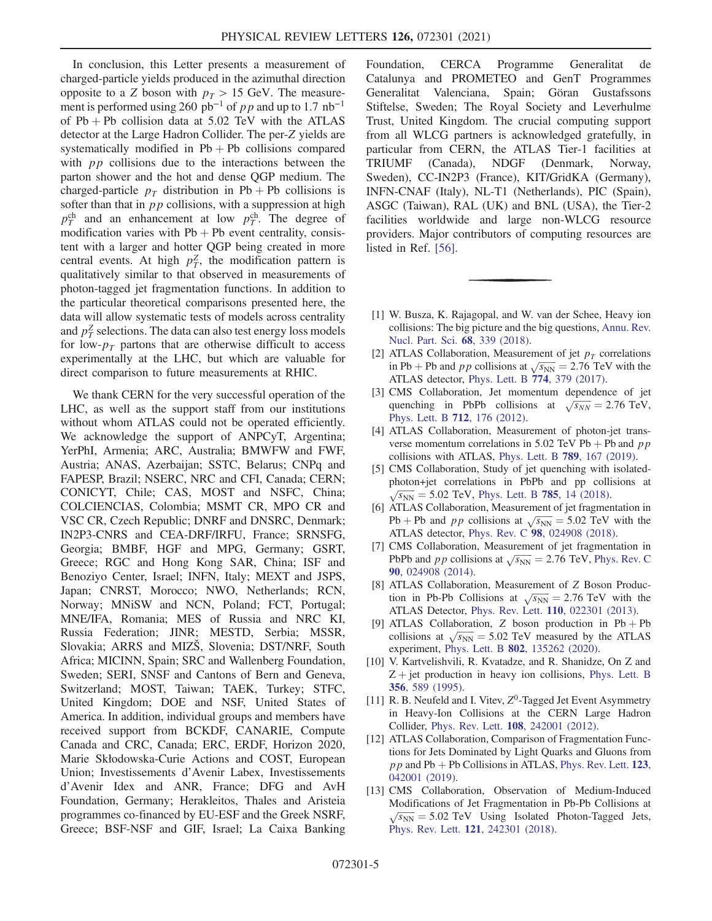In conclusion, this Letter presents a measurement of charged-particle yields produced in the azimuthal direction opposite to a $Z$ boson with $p_T > 15$ GeV. The measurement is performed using 260 $\mathrm{pb}^{-1}$ of $pp$ and up to 1.7 $\mathrm{nb}^{-1}$ of Pb + Pb collision data at 5.02 TeV with the ATLAS detector at the Large Hadron Collider. The per-$Z$ yields are systematically modified in Pb + Pb collisions compared with $pp$ collisions due to the interactions between the parton shower and the hot and dense QGP medium. The charged-particle $p_T$ distribution in Pb + Pb collisions is softer than that in $pp$ collisions, with a suppression at high $p_T^{\mathrm{ch}}$ and an enhancement at low $p_T^{\mathrm{ch}}$. The degree of modification varies with Pb + Pb event centrality, consistent with a larger and hotter QGP being created in more central events. At high $p_T^Z$, the modification pattern is qualitatively similar to that observed in measurements of photon-tagged jet fragmentation functions. In addition to the particular theoretical comparisons presented here, the data will allow systematic tests of models across centrality and $p_T^Z$ selections. The data can also test energy loss models for low-$p_T$ partons that are otherwise difficult to access experimentally at the LHC, but which are valuable for direct comparison to future measurements at RHIC.

We thank CERN for the very successful operation of the LHC, as well as the support staff from our institutions without whom ATLAS could not be operated efficiently. We acknowledge the support of ANPCyT, Argentina; YerPhI, Armenia; ARC, Australia; BMWFW and FWF, Austria; ANAS, Azerbaijan; SSTC, Belarus; CNPq and FAPESP, Brazil; NSERC, NRC and CFI, Canada; CERN; CONICYT, Chile; CAS, MOST and NSFC, China; COLCIENCIAS, Colombia; MSMT CR, MPO CR and VSC CR, Czech Republic; DNRF and DNSRC, Denmark; IN2P3-CNRS and CEA-DRF/IRFU, France; SRNSFG, Georgia; BMBF, HGF and MPG, Germany; GSRT, Greece; RGC and Hong Kong SAR, China; ISF and Benoziyo Center, Israel; INFN, Italy; MEXT and JSPS, Japan; CNRST, Morocco; NWO, Netherlands; RCN, Norway; MNiSW and NCN, Poland; FCT, Portugal; MNE/IFA, Romania; MES of Russia and NRC KI, Russia Federation; JINR; MESTD, Serbia; MSSR, Slovakia; ARRS and MIZŠ, Slovenia; DST/NRF, South Africa; MICINN, Spain; SRC and Wallenberg Foundation, Sweden; SERI, SNSF and Cantons of Bern and Geneva, Switzerland; MOST, Taiwan; TAEK, Turkey; STFC, United Kingdom; DOE and NSF, United States of America. In addition, individual groups and members have received support from BCKDF, CANARIE, Compute Canada and CRC, Canada; ERC, ERDF, Horizon 2020, Marie Skłodowska-Curie Actions and COST, European Union; Investissements d'Avenir Labex, Investissements d'Avenir Idex and ANR, France; DFG and AvH Foundation, Germany; Herakleitos, Thales and Aristeia programmes co-financed by EU-ESF and the Greek NSRF, Greece; BSF-NSF and GIF, Israel; La Caixa Banking Foundation, CERCA Programme Generalitat de Catalunya and PROMETEO and GenT Programmes Generalitat Valenciana, Spain; Göran Gustafssons Stiftelse, Sweden; The Royal Society and Leverhulme Trust, United Kingdom. The crucial computing support from all WLCG partners is acknowledged gratefully, in particular from CERN, the ATLAS Tier-1 facilities at TRIUMF (Canada), NDGF (Denmark, Norway, Sweden), CC-IN2P3 (France), KIT/GridKA (Germany), INFN-CNAF (Italy), NL-T1 (Netherlands), PIC (Spain), ASGC (Taiwan), RAL (UK) and BNL (USA), the Tier-2 facilities worldwide and large non-WLCG resource providers. Major contributors of computing resources are listed in Ref. [56].

---

[1] W. Busza, K. Rajagopal, and W. van der Schee, Heavy ion collisions: The big picture and the big questions, Annu. Rev. Nucl. Part. Sci. **68**, 339 (2018).

[2] ATLAS Collaboration, Measurement of jet $p_T$ correlations in Pb + Pb and $pp$ collisions at $\sqrt{s_{\mathrm{NN}}} = 2.76$ TeV with the ATLAS detector, Phys. Lett. B **774**, 379 (2017).

[3] CMS Collaboration, Jet momentum dependence of jet quenching in PbPb collisions at $\sqrt{s_{NN}} = 2.76$ TeV, Phys. Lett. B **712**, 176 (2012).

[4] ATLAS Collaboration, Measurement of photon-jet transverse momentum correlations in 5.02 TeV Pb + Pb and $pp$ collisions with ATLAS, Phys. Lett. B **789**, 167 (2019).

[5] CMS Collaboration, Study of jet quenching with isolated-photon+jet correlations in PbPb and pp collisions at $\sqrt{s_{\mathrm{NN}}} = 5.02$ TeV, Phys. Lett. B **785**, 14 (2018).

[6] ATLAS Collaboration, Measurement of jet fragmentation in Pb + Pb and $pp$ collisions at $\sqrt{s_{\mathrm{NN}}} = 2.76$ TeV with the ATLAS detector, Phys. Rev. C **98**, 024908 (2018).

[7] CMS Collaboration, Measurement of jet fragmentation in PbPb and $pp$ collisions at $\sqrt{s_{\mathrm{NN}}} = 2.76$ TeV, Phys. Rev. C **90**, 024908 (2014).

[8] ATLAS Collaboration, Measurement of Z Boson Production in Pb-Pb Collisions at $\sqrt{s_{\mathrm{NN}}} = 2.76$ TeV with the ATLAS Detector, Phys. Rev. Lett. **110**, 022301 (2013).

[9] ATLAS Collaboration, $Z$ boson production in Pb + Pb collisions at $\sqrt{s_{\mathrm{NN}}} = 5.02$ TeV measured by the ATLAS experiment, Phys. Lett. B **802**, 135262 (2020).

[10] V. Kartvelishvili, R. Kvatadze, and R. Shanidze, On Z and $Z+$jet production in heavy ion collisions, Phys. Lett. B **356**, 589 (1995).

[11] R. B. Neufeld and I. Vitev, $Z^0$-Tagged Jet Event Asymmetry in Heavy-Ion Collisions at the CERN Large Hadron Collider, Phys. Rev. Lett. **108**, 242001 (2012).

[12] ATLAS Collaboration, Comparison of Fragmentation Functions for Jets Dominated by Light Quarks and Gluons from $pp$ and Pb + Pb Collisions in ATLAS, Phys. Rev. Lett. **123**, 042001 (2019).

[13] CMS Collaboration, Observation of Medium-Induced Modifications of Jet Fragmentation in Pb-Pb Collisions at $\sqrt{s_{\mathrm{NN}}} = 5.02$ TeV Using Isolated Photon-Tagged Jets, Phys. Rev. Lett. **121**, 242301 (2018).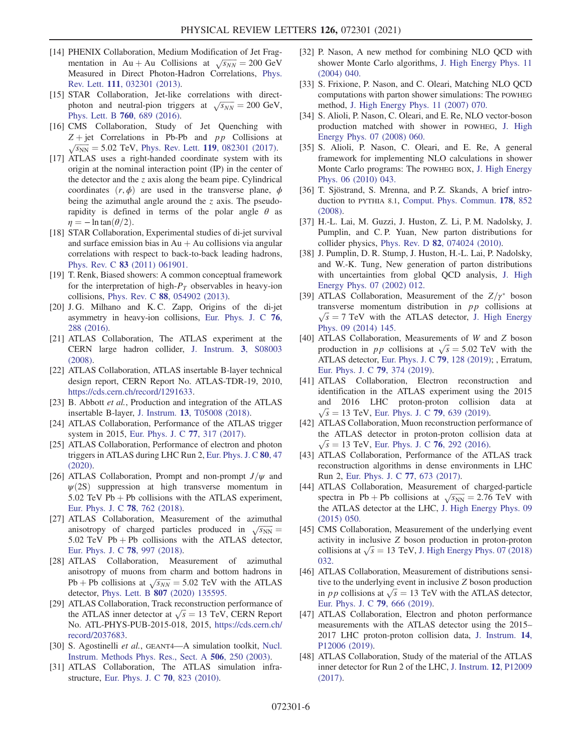[14] PHENIX Collaboration, Medium Modification of Jet Fragmentation in Au + Au Collisions at $\sqrt{s_{NN}} = 200$ GeV Measured in Direct Photon-Hadron Correlations, Phys. Rev. Lett. **111**, 032301 (2013).

[15] STAR Collaboration, Jet-like correlations with direct-photon and neutral-pion triggers at $\sqrt{s_{NN}} = 200$ GeV, Phys. Lett. B **760**, 689 (2016).

[16] CMS Collaboration, Study of Jet Quenching with $Z$ + jet Correlations in Pb-Pb and $pp$ Collisions at $\sqrt{s_{NN}} = 5.02$ TeV, Phys. Rev. Lett. **119**, 082301 (2017).

[17] ATLAS uses a right-handed coordinate system with its origin at the nominal interaction point (IP) in the center of the detector and the $z$ axis along the beam pipe. Cylindrical coordinates $(r, \phi)$ are used in the transverse plane, $\phi$ being the azimuthal angle around the $z$ axis. The pseudorapidity is defined in terms of the polar angle $\theta$ as $\eta = -\ln \tan(\theta/2)$.

[18] STAR Collaboration, Experimental studies of di-jet survival and surface emission bias in Au + Au collisions via angular correlations with respect to back-to-back leading hadrons, Phys. Rev. C **83** (2011) 061901.

[19] T. Renk, Biased showers: A common conceptual framework for the interpretation of high-$P_T$ observables in heavy-ion collisions, Phys. Rev. C **88**, 054902 (2013).

[20] J. G. Milhano and K. C. Zapp, Origins of the di-jet asymmetry in heavy-ion collisions, Eur. Phys. J. C **76**, 288 (2016).

[21] ATLAS Collaboration, The ATLAS experiment at the CERN large hadron collider, J. Instrum. **3**, S08003 (2008).

[22] ATLAS Collaboration, ATLAS insertable B-layer technical design report, CERN Report No. ATLAS-TDR-19, 2010, https://cds.cern.ch/record/1291633.

[23] B. Abbott *et al.*, Production and integration of the ATLAS insertable B-layer, J. Instrum. **13**, T05008 (2018).

[24] ATLAS Collaboration, Performance of the ATLAS trigger system in 2015, Eur. Phys. J. C **77**, 317 (2017).

[25] ATLAS Collaboration, Performance of electron and photon triggers in ATLAS during LHC Run 2, Eur. Phys. J. C **80**, 47 (2020).

[26] ATLAS Collaboration, Prompt and non-prompt $J/\psi$ and $\psi(2S)$ suppression at high transverse momentum in 5.02 TeV Pb + Pb collisions with the ATLAS experiment, Eur. Phys. J. C **78**, 762 (2018).

[27] ATLAS Collaboration, Measurement of the azimuthal anisotropy of charged particles produced in $\sqrt{s_{NN}} = 5.02$ TeV Pb + Pb collisions with the ATLAS detector, Eur. Phys. J. C **78**, 997 (2018).

[28] ATLAS Collaboration, Measurement of azimuthal anisotropy of muons from charm and bottom hadrons in Pb + Pb collisions at $\sqrt{s_{NN}} = 5.02$ TeV with the ATLAS detector, Phys. Lett. B **807** (2020) 135595.

[29] ATLAS Collaboration, Track reconstruction performance of the ATLAS inner detector at $\sqrt{s} = 13$ TeV, CERN Report No. ATL-PHYS-PUB-2015-018, 2015, https://cds.cern.ch/record/2037683.

[30] S. Agostinelli *et al.*, GEANT4—A simulation toolkit, Nucl. Instrum. Methods Phys. Res., Sect. A **506**, 250 (2003).

[31] ATLAS Collaboration, The ATLAS simulation infrastructure, Eur. Phys. J. C **70**, 823 (2010).

[32] P. Nason, A new method for combining NLO QCD with shower Monte Carlo algorithms, J. High Energy Phys. 11 (2004) 040.

[33] S. Frixione, P. Nason, and C. Oleari, Matching NLO QCD computations with parton shower simulations: The POWHEG method, J. High Energy Phys. 11 (2007) 070.

[34] S. Alioli, P. Nason, C. Oleari, and E. Re, NLO vector-boson production matched with shower in POWHEG, J. High Energy Phys. 07 (2008) 060.

[35] S. Alioli, P. Nason, C. Oleari, and E. Re, A general framework for implementing NLO calculations in shower Monte Carlo programs: The POWHEG BOX, J. High Energy Phys. 06 (2010) 043.

[36] T. Sjöstrand, S. Mrenna, and P. Z. Skands, A brief introduction to PYTHIA 8.1, Comput. Phys. Commun. **178**, 852 (2008).

[37] H.-L. Lai, M. Guzzi, J. Huston, Z. Li, P. M. Nadolsky, J. Pumplin, and C. P. Yuan, New parton distributions for collider physics, Phys. Rev. D **82**, 074024 (2010).

[38] J. Pumplin, D. R. Stump, J. Huston, H.-L. Lai, P. Nadolsky, and W.-K. Tung, New generation of parton distributions with uncertainties from global QCD analysis, J. High Energy Phys. 07 (2002) 012.

[39] ATLAS Collaboration, Measurement of the $Z/\gamma^*$ boson transverse momentum distribution in $pp$ collisions at $\sqrt{s} = 7$ TeV with the ATLAS detector, J. High Energy Phys. 09 (2014) 145.

[40] ATLAS Collaboration, Measurements of $W$ and $Z$ boson production in $pp$ collisions at $\sqrt{s} = 5.02$ TeV with the ATLAS detector, Eur. Phys. J. C **79**, 128 (2019); , Erratum, Eur. Phys. J. C **79**, 374 (2019).

[41] ATLAS Collaboration, Electron reconstruction and identification in the ATLAS experiment using the 2015 and 2016 LHC proton-proton collision data at $\sqrt{s} = 13$ TeV, Eur. Phys. J. C **79**, 639 (2019).

[42] ATLAS Collaboration, Muon reconstruction performance of the ATLAS detector in proton-proton collision data at $\sqrt{s} = 13$ TeV, Eur. Phys. J. C **76**, 292 (2016).

[43] ATLAS Collaboration, Performance of the ATLAS track reconstruction algorithms in dense environments in LHC Run 2, Eur. Phys. J. C **77**, 673 (2017).

[44] ATLAS Collaboration, Measurement of charged-particle spectra in Pb + Pb collisions at $\sqrt{s_{NN}} = 2.76$ TeV with the ATLAS detector at the LHC, J. High Energy Phys. 09 (2015) 050.

[45] CMS Collaboration, Measurement of the underlying event activity in inclusive $Z$ boson production in proton-proton collisions at $\sqrt{s} = 13$ TeV, J. High Energy Phys. 07 (2018) 032.

[46] ATLAS Collaboration, Measurement of distributions sensitive to the underlying event in inclusive $Z$ boson production in $pp$ collisions at $\sqrt{s} = 13$ TeV with the ATLAS detector, Eur. Phys. J. C **79**, 666 (2019).

[47] ATLAS Collaboration, Electron and photon performance measurements with the ATLAS detector using the 2015–2017 LHC proton-proton collision data, J. Instrum. **14**, P12006 (2019).

[48] ATLAS Collaboration, Study of the material of the ATLAS inner detector for Run 2 of the LHC, J. Instrum. **12**, P12009 (2017).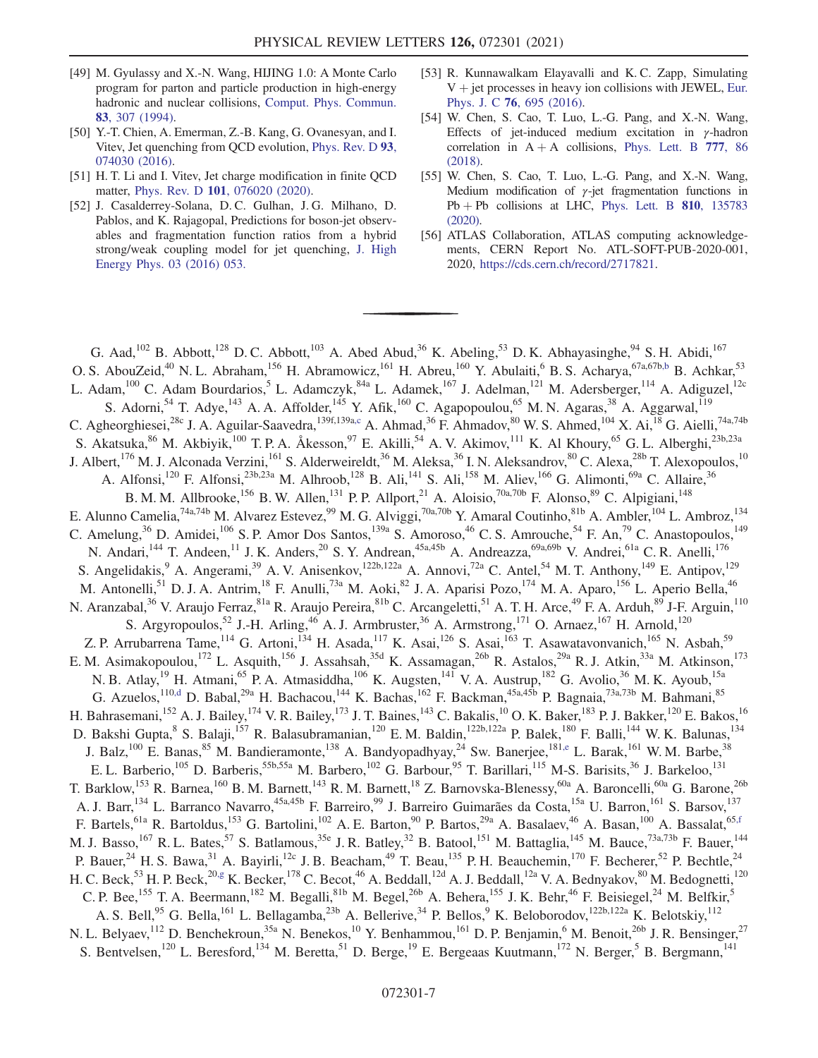[49] M. Gyulassy and X.-N. Wang, HIJING 1.0: A Monte Carlo program for parton and particle production in high-energy hadronic and nuclear collisions, Comput. Phys. Commun. **83**, 307 (1994).

[50] Y.-T. Chien, A. Emerman, Z.-B. Kang, G. Ovanesyan, and I. Vitev, Jet quenching from QCD evolution, Phys. Rev. D **93**, 074030 (2016).

[51] H. T. Li and I. Vitev, Jet charge modification in finite QCD matter, Phys. Rev. D **101**, 076020 (2020).

[52] J. Casalderrey-Solana, D. C. Gulhan, J. G. Milhano, D. Pablos, and K. Rajagopal, Predictions for boson-jet observables and fragmentation function ratios from a hybrid strong/weak coupling model for jet quenching, J. High Energy Phys. 03 (2016) 053.

[53] R. Kunnawalkam Elayavalli and K. C. Zapp, Simulating V + jet processes in heavy ion collisions with JEWEL, Eur. Phys. J. C **76**, 695 (2016).

[54] W. Chen, S. Cao, T. Luo, L.-G. Pang, and X.-N. Wang, Effects of jet-induced medium excitation in $\gamma$-hadron correlation in A + A collisions, Phys. Lett. B **777**, 86 (2018).

[55] W. Chen, S. Cao, T. Luo, L.-G. Pang, and X.-N. Wang, Medium modification of $\gamma$-jet fragmentation functions in Pb + Pb collisions at LHC, Phys. Lett. B **810**, 135783 (2020).

[56] ATLAS Collaboration, ATLAS computing acknowledgements, CERN Report No. ATL-SOFT-PUB-2020-001, 2020, https://cds.cern.ch/record/2717821.

---

G. Aad,[102] B. Abbott,[128] D. C. Abbott,[103] A. Abed Abud,[36] K. Abeling,[53] D. K. Abhayasinghe,[94] S. H. Abidi,[167] O. S. AbouZeid,[40] N. L. Abraham,[156] H. Abramowicz,[161] H. Abreu,[160] Y. Abulaiti,[6] B. S. Acharya,[67a,67b,b] B. Achkar,[53] L. Adam,[100] C. Adam Bourdarios,[5] L. Adamczyk,[84a] L. Adamek,[167] J. Adelman,[121] M. Adersberger,[114] A. Adiguzel,[12c] S. Adorni,[54] T. Adye,[143] A. A. Affolder,[145] Y. Afik,[160] C. Agapopoulou,[65] M. N. Agaras,[38] A. Aggarwal,[119] C. Agheorghiesei,[28c] J. A. Aguilar-Saavedra,[139f,139a,c] A. Ahmad,[36] F. Ahmadov,[80] W. S. Ahmed,[104] X. Ai,[18] G. Aielli,[74a,74b] S. Akatsuka,[86] M. Akbiyik,[100] T. P. A. Åkesson,[97] E. Akilli,[54] A. V. Akimov,[111] K. Al Khoury,[65] G. L. Alberghi,[23b,23a] J. Albert,[176] M. J. Alconada Verzini,[161] S. Alderweireldt,[36] M. Aleksa,[36] I. N. Aleksandrov,[80] C. Alexa,[28b] T. Alexopoulos,[10] A. Alfonsi,[120] F. Alfonsi,[23b,23a] M. Alhroob,[128] B. Ali,[141] S. Ali,[158] M. Aliev,[166] G. Alimonti,[69a] C. Allaire,[36] B. M. M. Allbrooke,[156] B. W. Allen,[131] P. P. Allport,[21] A. Aloisio,[70a,70b] F. Alonso,[89] C. Alpigiani,[148] E. Alunno Camelia,[74a,74b] M. Alvarez Estevez,[99] M. G. Alviggi,[70a,70b] Y. Amaral Coutinho,[81b] A. Ambler,[104] L. Ambroz,[134] C. Amelung,[36] D. Amidei,[106] S. P. Amor Dos Santos,[139a] S. Amoroso,[46] C. S. Amrouche,[54] F. An,[79] C. Anastopoulos,[149] N. Andari,[144] T. Andeen,[11] J. K. Anders,[20] S. Y. Andrean,[45a,45b] A. Andreazza,[69a,69b] V. Andrei,[61a] C. R. Anelli,[176] S. Angelidakis,[9] A. Angerami,[39] A. V. Anisenkov,[122b,122a] A. Annovi,[72a] C. Antel,[54] M. T. Anthony,[149] E. Antipov,[129] M. Antonelli,[51] D. J. A. Antrim,[18] F. Anulli,[73a] M. Aoki,[82] J. A. Aparisi Pozo,[174] M. A. Aparo,[156] L. Aperio Bella,[46] N. Aranzabal,[36] V. Araujo Ferraz,[81a] R. Araujo Pereira,[81b] C. Arcangeletti,[51] A. T. H. Arce,[49] F. A. Arduh,[89] J-F. Arguin,[110] S. Argyropoulos,[52] J.-H. Arling,[46] A. J. Armbruster,[36] A. Armstrong,[171] O. Arnaez,[167] H. Arnold,[120] Z. P. Arrubarrena Tame,[114] G. Artoni,[134] H. Asada,[117] K. Asai,[126] S. Asai,[163] T. Asawatavonvanich,[165] N. Asbah,[59] E. M. Asimakopoulou,[172] L. Asquith,[156] J. Assahsah,[35d] K. Assamagan,[26b] R. Astalos,[29a] R. J. Atkin,[33a] M. Atkinson,[173] N. B. Atlay,[19] H. Atmani,[65] P. A. Atmasiddha,[106] K. Augsten,[141] V. A. Austrup,[182] G. Avolio,[36] M. K. Ayoub,[15a] G. Azuelos,[110,d] D. Babal,[29a] H. Bachacou,[144] K. Bachas,[162] F. Backman,[45a,45b] P. Bagnaia,[73a,73b] M. Bahmani,[85] H. Bahrasemani,[152] A. J. Bailey,[174] V. R. Bailey,[173] J. T. Baines,[143] C. Bakalis,[10] O. K. Baker,[183] P. J. Bakker,[120] E. Bakos,[16] D. Bakshi Gupta,[8] S. Balaji,[157] R. Balasubramanian,[120] E. M. Baldin,[122b,122a] P. Balek,[180] F. Balli,[144] W. K. Balunas,[134] J. Balz,[100] E. Banas,[85] M. Bandieramonte,[138] A. Bandyopadhyay,[24] Sw. Banerjee,[181,e] L. Barak,[161] W. M. Barbe,[38] E. L. Barberio,[105] D. Barberis,[55b,55a] M. Barbero,[102] G. Barbour,[95] T. Barillari,[115] M-S. Barisits,[36] J. Barkeloo,[131] T. Barklow,[153] R. Barnea,[160] B. M. Barnett,[143] R. M. Barnett,[18] Z. Barnovska-Blenessy,[60a] A. Baroncelli,[60a] G. Barone,[26b] A. J. Barr,[134] L. Barranco Navarro,[45a,45b] F. Barreiro,[99] J. Barreiro Guimarães da Costa,[15a] U. Barron,[161] S. Barsov,[137] F. Bartels,[61a] R. Bartoldus,[153] G. Bartolini,[102] A. E. Barton,[90] P. Bartos,[29a] A. Basalaev,[46] A. Basan,[100] A. Bassalat,[65,f] M. J. Basso,[167] R. L. Bates,[57] S. Batlamous,[35e] J. R. Batley,[32] B. Batool,[151] M. Battaglia,[145] M. Bauce,[73a,73b] F. Bauer,[144] P. Bauer,[24] H. S. Bawa,[31] A. Bayirli,[12c] J. B. Beacham,[49] T. Beau,[135] P. H. Beauchemin,[170] F. Becherer,[52] P. Bechtle,[24] H. C. Beck,[53] H. P. Beck,[20,g] K. Becker,[178] C. Becot,[46] A. Beddall,[12d] A. J. Beddall,[12a] V. A. Bednyakov,[80] M. Bedognetti,[120] C. P. Bee,[155] T. A. Beermann,[182] M. Begalli,[81b] M. Begel,[26b] A. Behera,[155] J. K. Behr,[46] F. Beisiegel,[24] M. Belfkir,[5] A. S. Bell,[95] G. Bella,[161] L. Bellagamba,[23b] A. Bellerive,[34] P. Bellos,[9] K. Beloborodov,[122b,122a] K. Belotskiy,[112] N. L. Belyaev,[112] D. Benchekroun,[35a] N. Benekos,[10] Y. Benhammou,[161] D. P. Benjamin,[6] M. Benoit,[26b] J. R. Bensinger,[27] S. Bentvelsen,[120] L. Beresford,[134] M. Beretta,[51] D. Berge,[19] E. Bergeaas Kuutmann,[172] N. Berger,[5] B. Bergmann,[141]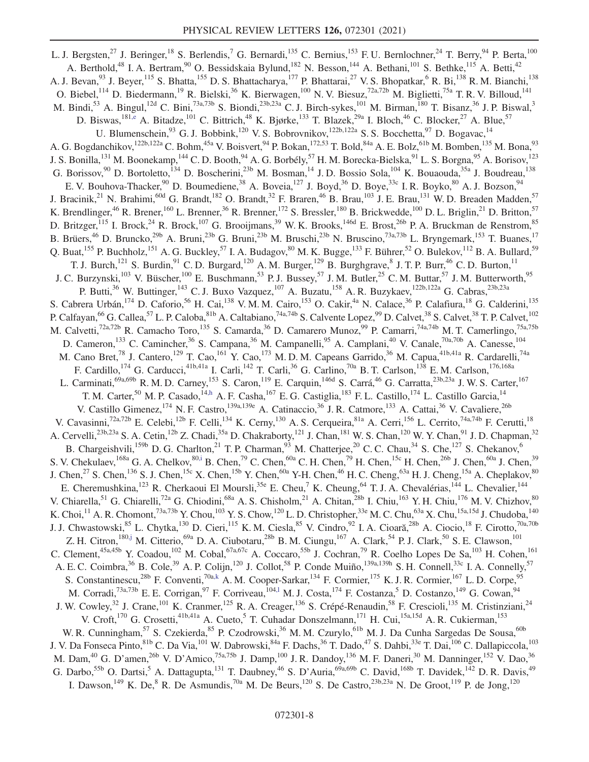L. J. Bergsten,[27] J. Beringer,[18] S. Berlendis,[7] G. Bernardi,[135] C. Bernius,[153] F. U. Bernlochner,[24] T. Berry,[94] P. Berta,[100] A. Berthold,[48] I. A. Bertram,[90] O. Bessidskaia Bylund,[182] N. Besson,[144] A. Bethani,[101] S. Bethke,[115] A. Betti,[42] A. J. Bevan,[93] J. Beyer,[115] S. Bhatta,[155] D. S. Bhattacharya,[177] P. Bhattarai,[27] V. S. Bhopatkar,[6] R. Bi,[138] R. M. Bianchi,[138] O. Biebel,[114] D. Biedermann,[19] R. Bielski,[36] K. Bierwagen,[100] N. V. Biesuz,[72a,72b] M. Biglietti,[75a] T. R. V. Billoud,[141] M. Bindi,[53] A. Bingul,[12d] C. Bini,[73a,73b] S. Biondi,[23b,23a] C. J. Birch-sykes,[101] M. Birman,[180] T. Bisanz,[36] J. P. Biswal,[3] D. Biswas,[181,e] A. Bitadze,[101] C. Bittrich,[48] K. Bjørke,[133] T. Blazek,[29a] I. Bloch,[46] C. Blocker,[27] A. Blue,[57] U. Blumenschein,[93] G. J. Bobbink,[120] V. S. Bobrovnikov,[122b,122a] S. S. Bocchetta,[97] D. Bogavac,[14] A. G. Bogdanchikov,[122b,122a] C. Bohm,[45a] V. Boisvert,[94] P. Bokan,[172,53] T. Bold,[84a] A. E. Bolz,[61b] M. Bomben,[135] M. Bona,[93] J. S. Bonilla,[131] M. Boonekamp,[144] C. D. Booth,[94] A. G. Borbély,[57] H. M. Borecka-Bielska,[91] L. S. Borgna,[95] A. Borisov,[123] G. Borissov,[90] D. Bortoletto,[134] D. Boscherini,[23b] M. Bosman,[14] J. D. Bossio Sola,[104] K. Bouaouda,[35a] J. Boudreau,[138] E. V. Bouhova-Thacker,[90] D. Boumediene,[38] A. Boveia,[127] J. Boyd,[36] D. Boye,[33c] I. R. Boyko,[80] A. J. Bozson,[94] J. Bracinik,[21] N. Brahimi,[60d] G. Brandt,[182] O. Brandt,[32] F. Braren,[46] B. Brau,[103] J. E. Brau,[131] W. D. Breaden Madden,[57] K. Brendlinger,[46] R. Brener,[160] L. Brenner,[36] R. Brenner,[172] S. Bressler,[180] B. Brickwedde,[100] D. L. Briglin,[21] D. Britton,[57] D. Britzger,[115] I. Brock,[24] R. Brock,[107] G. Brooijmans,[39] W. K. Brooks,[146d] E. Brost,[26b] P. A. Bruckman de Renstrom,[85] B. Brüers,[46] D. Bruncko,[29b] A. Bruni,[23b] G. Bruni,[23b] M. Bruschi,[23b] N. Bruscino,[73a,73b] L. Bryngemark,[153] T. Buanes,[17] Q. Buat,[155] P. Buchholz,[151] A. G. Buckley,[57] I. A. Budagov,[80] M. K. Bugge,[133] F. Bührer,[52] O. Bulekov,[112] B. A. Bullard,[59] T. J. Burch,[121] S. Burdin,[91] C. D. Burgard,[120] A. M. Burger,[129] B. Burghgrave,[8] J. T. P. Burr,[46] C. D. Burton,[11] J. C. Burzynski,[103] V. Büscher,[100] E. Buschmann,[53] P. J. Bussey,[57] J. M. Butler,[25] C. M. Buttar,[57] J. M. Butterworth,[95] P. Butti,[36] W. Buttinger,[143] C. J. Buxo Vazquez,[107] A. Buzatu,[158] A. R. Buzykaev,[122b,122a] G. Cabras,[23b,23a] S. Cabrera Urbán,[174] D. Caforio,[56] H. Cai,[138] V. M. M. Cairo,[153] O. Cakir,[4a] N. Calace,[36] P. Calafiura,[18] G. Calderini,[135] P. Calfayan,[66] G. Callea,[57] L. P. Caloba,[81b] A. Caltabiano,[74a,74b] S. Calvente Lopez,[99] D. Calvet,[38] S. Calvet,[38] T. P. Calvet,[102] M. Calvetti,[72a,72b] R. Camacho Toro,[135] S. Camarda,[36] D. Camarero Munoz,[99] P. Camarri,[74a,74b] M. T. Camerlingo,[75a,75b] D. Cameron,[133] C. Camincher,[36] S. Campana,[36] M. Campanelli,[95] A. Camplani,[40] V. Canale,[70a,70b] A. Canesse,[104] M. Cano Bret,[78] J. Cantero,[129] T. Cao,[161] Y. Cao,[173] M. D. M. Capeans Garrido,[36] M. Capua,[41b,41a] R. Cardarelli,[74a] F. Cardillo,[174] G. Carducci,[41b,41a] I. Carli,[142] T. Carli,[36] G. Carlino,[70a] B. T. Carlson,[138] E. M. Carlson,[176,168a] L. Carminati,[69a,69b] R. M. D. Carney,[153] S. Caron,[119] E. Carquin,[146d] S. Carrá,[46] G. Carratta,[23b,23a] J. W. S. Carter,[167] T. M. Carter,[50] M. P. Casado,[14,h] A. F. Casha,[167] E. G. Castiglia,[183] F. L. Castillo,[174] L. Castillo Garcia,[14] V. Castillo Gimenez,[174] N. F. Castro,[139a,139e] A. Catinaccio,[36] J. R. Catmore,[133] A. Cattai,[36] V. Cavaliere,[26b] V. Cavasinni,[72a,72b] E. Celebi,[12b] F. Celli,[134] K. Cerny,[130] A. S. Cerqueira,[81a] A. Cerri,[156] L. Cerrito,[74a,74b] F. Cerutti,[18] A. Cervelli,[23b,23a] S. A. Cetin,[12b] Z. Chadi,[35a] D. Chakraborty,[121] J. Chan,[181] W. S. Chan,[120] W. Y. Chan,[91] J. D. Chapman,[32] B. Chargeishvili,[159b] D. G. Charlton,[21] T. P. Charman,[93] M. Chatterjee,[20] C. C. Chau,[34] S. Che,[127] S. Chekanov,[6] S. V. Chekulaev,[168a] G. A. Chelkov,[80,i] B. Chen,[79] C. Chen,[60a] C. H. Chen,[79] H. Chen,[15c] H. Chen,[26b] J. Chen,[60a] J. Chen,[39] J. Chen,[27] S. Chen,[136] S. J. Chen,[15c] X. Chen,[15b] Y. Chen,[60a] Y-H. Chen,[46] H. C. Cheng,[63a] H. J. Cheng,[15a] A. Cheplakov,[80] E. Cheremushkina,[123] R. Cherkaoui El Moursli,[35e] E. Cheu,[7] K. Cheung,[64] T. J. A. Chevalérias,[144] L. Chevalier,[144] V. Chiarella,[51] G. Chiarelli,[72a] G. Chiodini,[68a] A. S. Chisholm,[21] A. Chitan,[28b] I. Chiu,[163] Y. H. Chiu,[176] M. V. Chizhov,[80] K. Choi,[11] A. R. Chomont,[73a,73b] Y. Chou,[103] Y. S. Chow,[120] L. D. Christopher,[33e] M. C. Chu,[63a] X. Chu,[15a,15d] J. Chudoba,[140] J. J. Chwastowski,[85] L. Chytka,[130] D. Cieri,[115] K. M. Ciesla,[85] V. Cindro,[92] I. A. Cioară,[28b] A. Ciocio,[18] F. Cirotto,[70a,70b] Z. H. Citron,[180,j] M. Citterio,[69a] D. A. Ciubotaru,[28b] B. M. Ciungu,[167] A. Clark,[54] P. J. Clark,[50] S. E. Clawson,[101] C. Clement,[45a,45b] Y. Coadou,[102] M. Cobal,[67a,67c] A. Coccaro,[55b] J. Cochran,[79] R. Coelho Lopes De Sa,[103] H. Cohen,[161] A. E. C. Coimbra,[36] B. Cole,[39] A. P. Colijn,[120] J. Collot,[58] P. Conde Muiño,[139a,139h] S. H. Connell,[33c] I. A. Connelly,[57] S. Constantinescu,[28b] F. Conventi,[70a,k] A. M. Cooper-Sarkar,[134] F. Cormier,[175] K. J. R. Cormier,[167] L. D. Corpe,[95] M. Corradi,[73a,73b] E. E. Corrigan,[97] F. Corriveau,[104,l] M. J. Costa,[174] F. Costanza,[5] D. Costanzo,[149] G. Cowan,[94] J. W. Cowley,[32] J. Crane,[101] K. Cranmer,[125] R. A. Creager,[136] S. Crépé-Renaudin,[58] F. Crescioli,[135] M. Cristinziani,[24] V. Croft,[170] G. Crosetti,[41b,41a] A. Cueto,[5] T. Cuhadar Donszelmann,[171] H. Cui,[15a,15d] A. R. Cukierman,[153] W. R. Cunningham,[57] S. Czekierda,[85] P. Czodrowski,[36] M. M. Czurylo,[61b] M. J. Da Cunha Sargedas De Sousa,[60b] J. V. Da Fonseca Pinto,[81b] C. Da Via,[101] W. Dabrowski,[84a] F. Dachs,[36] T. Dado,[47] S. Dahbi,[33e] T. Dai,[106] C. Dallapiccola,[103] M. Dam,[40] G. D'amen,[26b] V. D'Amico,[75a,75b] J. Damp,[100] J. R. Dandoy,[136] M. F. Daneri,[30] M. Danninger,[152] V. Dao,[36] G. Darbo,[55b] O. Dartsi,[5] A. Dattagupta,[131] T. Daubney,[46] S. D'Auria,[69a,69b] C. David,[168b] T. Davidek,[142] D. R. Davis,[49] I. Dawson,[149] K. De,[8] R. De Asmundis,[70a] M. De Beurs,[120] S. De Castro,[23b,23a] N. De Groot,[119] P. de Jong,[120]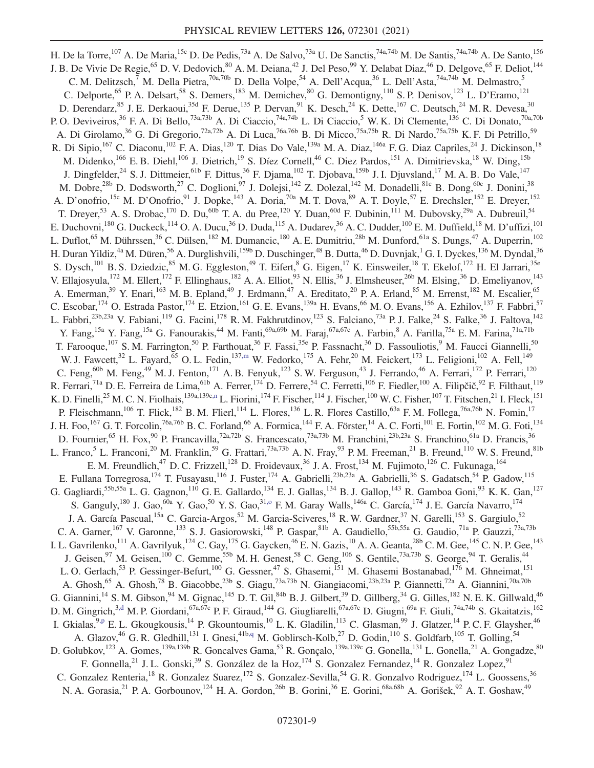H. De la Torre,[107] A. De Maria,[15c] D. De Pedis,[73a] A. De Salvo,[73a] U. De Sanctis,[74a,74b] M. De Santis,[74a,74b] A. De Santo,[156] J. B. De Vivie De Regie,[65] D. V. Dedovich,[80] A. M. Deiana,[42] J. Del Peso,[99] Y. Delabat Diaz,[46] D. Delgove,[65] F. Deliot,[144] C. M. Delitzsch,[7] M. Della Pietra,[70a,70b] D. Della Volpe,[54] A. Dell'Acqua,[36] L. Dell'Asta,[74a,74b] M. Delmastro,[5] C. Delporte,[65] P. A. Delsart,[58] S. Demers,[183] M. Demichev,[80] G. Demontigny,[110] S. P. Denisov,[123] L. D'Eramo,[121] D. Derendarz,[85] J. E. Derkaoui,[35d] F. Derue,[135] P. Dervan,[91] K. Desch,[24] K. Dette,[167] C. Deutsch,[24] M. R. Devesa,[30] P. O. Deviveiros,[36] F. A. Di Bello,[73a,73b] A. Di Ciaccio,[74a,74b] L. Di Ciaccio,[5] W. K. Di Clemente,[136] C. Di Donato,[70a,70b] A. Di Girolamo,[36] G. Di Gregorio,[72a,72b] A. Di Luca,[76a,76b] B. Di Micco,[75a,75b] R. Di Nardo,[75a,75b] K. F. Di Petrillo,[59] R. Di Sipio,[167] C. Diaconu,[102] F. A. Dias,[120] T. Dias Do Vale,[139a] M. A. Diaz,[146a] F. G. Diaz Capriles,[24] J. Dickinson,[18] M. Didenko,[166] E. B. Diehl,[106] J. Dietrich,[19] S. Díez Cornell,[46] C. Diez Pardos,[151] A. Dimitrievska,[18] W. Ding,[15b] J. Dingfelder,[24] S. J. Dittmeier,[61b] F. Dittus,[36] F. Djama,[102] T. Djobava,[159b] J. I. Djuvsland,[17] M. A. B. Do Vale,[147] M. Dobre,[28b] D. Dodsworth,[27] C. Doglioni,[97] J. Dolejsi,[142] Z. Dolezal,[142] M. Donadelli,[81c] B. Dong,[60c] J. Donini,[38] A. D'onofrio,[15c] M. D'Onofrio,[91] J. Dopke,[143] A. Doria,[70a] M. T. Dova,[89] A. T. Doyle,[57] E. Drechsler,[152] E. Dreyer,[152] T. Dreyer,[53] A. S. Drobac,[170] D. Du,[60b] T. A. du Pree,[120] Y. Duan,[60d] F. Dubinin,[111] M. Dubovsky,[29a] A. Dubreuil,[54] E. Duchovni,[180] G. Duckeck,[114] O. A. Ducu,[36] D. Duda,[115] A. Dudarev,[36] A. C. Dudder,[100] E. M. Duffield,[18] M. D'uffizi,[101] L. Duflot,[65] M. Dührssen,[36] C. Dülsen,[182] M. Dumancic,[180] A. E. Dumitriu,[28b] M. Dunford,[61a] S. Dungs,[47] A. Duperrin,[102] H. Duran Yildiz,[4a] M. Düren,[56] A. Durglishvili,[159b] D. Duschinger,[48] B. Dutta,[46] D. Duvnjak,[1] G. I. Dyckes,[136] M. Dyndal,[36] S. Dysch,[101] B. S. Dziedzic,[85] M. G. Eggleston,[49] T. Eifert,[8] G. Eigen,[17] K. Einsweiler,[18] T. Ekelof,[172] H. El Jarrari,[35e] V. Ellajosyula,[172] M. Ellert,[172] F. Ellinghaus,[182] A. A. Elliot,[93] N. Ellis,[36] J. Elmsheuser,[26b] M. Elsing,[36] D. Emeliyanov,[143] A. Emerman,[39] Y. Enari,[163] M. B. Epland,[49] J. Erdmann,[47] A. Ereditato,[20] P. A. Erland,[85] M. Errenst,[182] M. Escalier,[65] C. Escobar,[174] O. Estrada Pastor,[174] E. Etzion,[161] G. E. Evans,[139a] H. Evans,[66] M. O. Evans,[156] A. Ezhilov,[137] F. Fabbri,[57] L. Fabbri,[23b,23a] V. Fabiani,[119] G. Facini,[178] R. M. Fakhrutdinov,[123] S. Falciano,[73a] P. J. Falke,[24] S. Falke,[36] J. Faltova,[142] Y. Fang,[15a] Y. Fang,[15a] G. Fanourakis,[44] M. Fanti,[69a,69b] M. Faraj,[67a,67c] A. Farbin,[8] A. Farilla,[75a] E. M. Farina,[71a,71b] T. Farooque,[107] S. M. Farrington,[50] P. Farthouat,[36] F. Fassi,[35e] P. Fassnacht,[36] D. Fassouliotis,[9] M. Faucci Giannelli,[50] W. J. Fawcett,[32] L. Fayard,[65] O. L. Fedin,[137,m] W. Fedorko,[175] A. Fehr,[20] M. Feickert,[173] L. Feligioni,[102] A. Fell,[149] C. Feng,[60b] M. Feng,[49] M. J. Fenton,[171] A. B. Fenyuk,[123] S. W. Ferguson,[43] J. Ferrando,[46] A. Ferrari,[172] P. Ferrari,[120] R. Ferrari,[71a] D. E. Ferreira de Lima,[61b] A. Ferrer,[174] D. Ferrere,[54] C. Ferretti,[106] F. Fiedler,[100] A. Filipčič,[92] F. Filthaut,[119] K. D. Finelli,[25] M. C. N. Fiolhais,[139a,139c,n] L. Fiorini,[174] F. Fischer,[114] J. Fischer,[100] W. C. Fisher,[107] T. Fitschen,[21] I. Fleck,[151] P. Fleischmann,[106] T. Flick,[182] B. M. Flierl,[114] L. Flores,[136] L. R. Flores Castillo,[63a] F. M. Follega,[76a,76b] N. Fomin,[17] J. H. Foo,[167] G. T. Forcolin,[76a,76b] B. C. Forland,[66] A. Formica,[144] F. A. Förster,[14] A. C. Forti,[101] E. Fortin,[102] M. G. Foti,[134] D. Fournier,[65] H. Fox,[90] P. Francavilla,[72a,72b] S. Francescato,[73a,73b] M. Franchini,[23b,23a] S. Franchino,[61a] D. Francis,[36] L. Franco,[5] L. Franconi,[20] M. Franklin,[59] G. Frattari,[73a,73b] A. N. Fray,[93] P. M. Freeman,[21] B. Freund,[110] W. S. Freund,[81b] E. M. Freundlich,[47] D. C. Frizzell,[128] D. Froidevaux,[36] J. A. Frost,[134] M. Fujimoto,[126] C. Fukunaga,[164] E. Fullana Torregrosa,[174] T. Fusayasu,[116] J. Fuster,[174] A. Gabrielli,[23b,23a] A. Gabrielli,[36] S. Gadatsch,[54] P. Gadow,[115] G. Gagliardi,[55b,55a] L. G. Gagnon,[110] G. E. Gallardo,[134] E. J. Gallas,[134] B. J. Gallop,[143] R. Gamboa Goni,[93] K. K. Gan,[127] S. Ganguly,[180] J. Gao,[60a] Y. Gao,[50] Y. S. Gao,[31,o] F. M. Garay Walls,[146a] C. García,[174] J. E. García Navarro,[174] J. A. García Pascual,[15a] C. Garcia-Argos,[52] M. Garcia-Sciveres,[18] R. W. Gardner,[37] N. Garelli,[153] S. Gargiulo,[52] C. A. Garner,[167] V. Garonne,[133] S. J. Gasiorowski,[148] P. Gaspar,[81b] A. Gaudiello,[55b,55a] G. Gaudio,[71a] P. Gauzzi,[73a,73b] I. L. Gavrilenko,[111] A. Gavrilyuk,[124] C. Gay,[175] G. Gaycken,[46] E. N. Gazis,[10] A. A. Geanta,[28b] C. M. Gee,[145] C. N. P. Gee,[143] J. Geisen,[97] M. Geisen,[100] C. Gemme,[55b] M. H. Genest,[58] C. Geng,[106] S. Gentile,[73a,73b] S. George,[94] T. Geralis,[44] L. O. Gerlach,[53] P. Gessinger-Befurt,[100] G. Gessner,[47] S. Ghasemi,[151] M. Ghasemi Bostanabad,[176] M. Ghneimat,[151] A. Ghosh,[65] A. Ghosh,[78] B. Giacobbe,[23b] S. Giagu,[73a,73b] N. Giangiacomi,[23b,23a] P. Giannetti,[72a] A. Giannini,[70a,70b] G. Giannini,[14] S. M. Gibson,[94] M. Gignac,[145] D. T. Gil,[84b] B. J. Gilbert,[39] D. Gillberg,[34] G. Gilles,[182] N. E. K. Gillwald,[46] D. M. Gingrich,[3,d] M. P. Giordani,[67a,67c] P. F. Giraud,[144] G. Giugliarelli,[67a,67c] D. Giugni,[69a] F. Giuli,[74a,74b] S. Gkaitatzis,[162] I. Gkialas,[9,p] E. L. Gkougkousis,[14] P. Gkountoumis,[10] L. K. Gladilin,[113] C. Glasman,[99] J. Glatzer,[14] P. C. F. Glaysher,[46] A. Glazov,[46] G. R. Gledhill,[131] I. Gnesi,[41b,q] M. Goblirsch-Kolb,[27] D. Godin,[110] S. Goldfarb,[105] T. Golling,[54] D. Golubkov,[123] A. Gomes,[139a,139b] R. Goncalves Gama,[53] R. Gonçalo,[139a,139c] G. Gonella,[131] L. Gonella,[21] A. Gongadze,[80] F. Gonnella,[21] J. L. Gonski,[39] S. González de la Hoz,[174] S. Gonzalez Fernandez,[14] R. Gonzalez Lopez,[91] C. Gonzalez Renteria,[18] R. Gonzalez Suarez,[172] S. Gonzalez-Sevilla,[54] G. R. Gonzalvo Rodriguez,[174] L. Goossens,[36] N. A. Gorasia,[21] P. A. Gorbounov,[124] H. A. Gordon,[26b] B. Gorini,[36] E. Gorini,[68a,68b] A. Gorišek,[92] A. T. Goshaw,[49]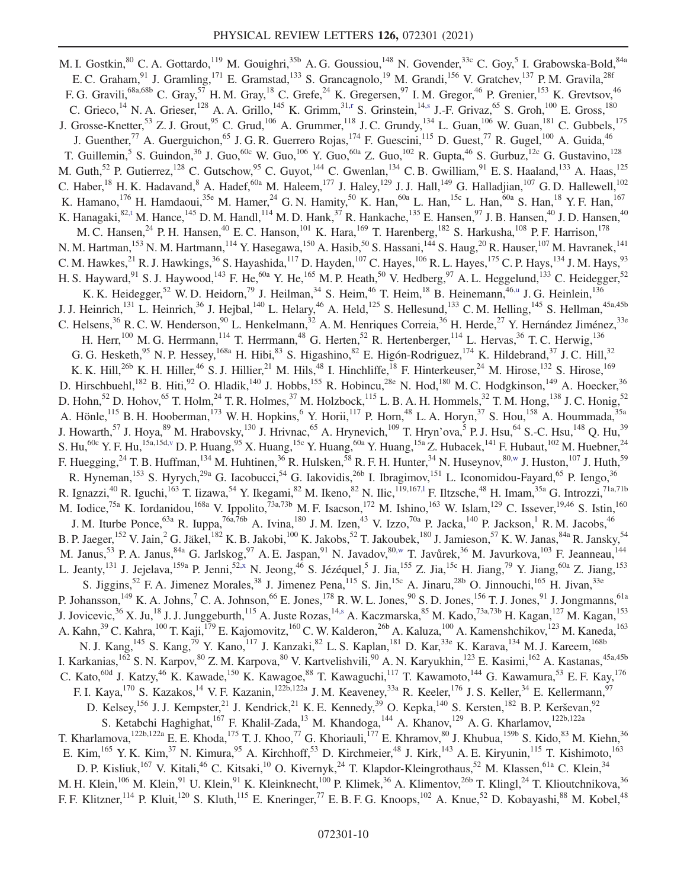M. I. Gostkin,[80] C. A. Gottardo,[119] M. Gouighri,[35b] A. G. Goussiou,[148] N. Govender,[33c] C. Goy,[5] I. Grabowska-Bold,[84a] E. C. Graham,[91] J. Gramling,[171] E. Gramstad,[133] S. Grancagnolo,[19] M. Grandi,[156] V. Gratchev,[137] P. M. Gravila,[28f] F. G. Gravili,[68a,68b] C. Gray,[57] H. M. Gray,[18] C. Grefe,[24] K. Gregersen,[97] I. M. Gregor,[46] P. Grenier,[153] K. Grevtsov,[46] C. Grieco,[14] N. A. Grieser,[128] A. A. Grillo,[145] K. Grimm,[31,r] S. Grinstein,[14,s] J.-F. Grivaz,[65] S. Groh,[100] E. Gross,[180] J. Grosse-Knetter,[53] Z. J. Grout,[95] C. Grud,[106] A. Grummer,[118] J. C. Grundy,[134] L. Guan,[106] W. Guan,[181] C. Gubbels,[175] J. Guenther,[77] A. Guerguichon,[65] J. G. R. Guerrero Rojas,[174] F. Guescini,[115] D. Guest,[77] R. Gugel,[100] A. Guida,[46] T. Guillemin,[5] S. Guindon,[36] J. Guo,[60c] W. Guo,[106] Y. Guo,[60a] Z. Guo,[102] R. Gupta,[46] S. Gurbuz,[12c] G. Gustavino,[128] M. Guth,[52] P. Gutierrez,[128] C. Gutschow,[95] C. Guyot,[144] C. Gwenlan,[134] C. B. Gwilliam,[91] E. S. Haaland,[133] A. Haas,[125] C. Haber,[18] H. K. Hadavand,[8] A. Hadef,[60a] M. Haleem,[177] J. Haley,[129] J. J. Hall,[149] G. Halladjian,[107] G. D. Hallewell,[102] K. Hamano,[176] H. Hamdaoui,[35e] M. Hamer,[24] G. N. Hamity,[50] K. Han,[60a] L. Han,[15c] L. Han,[60a] S. Han,[18] Y. F. Han,[167] K. Hanagaki,[82,t] M. Hance,[145] D. M. Handl,[114] M. D. Hank,[37] R. Hankache,[135] E. Hansen,[97] J. B. Hansen,[40] J. D. Hansen,[40] M. C. Hansen,[24] P. H. Hansen,[40] E. C. Hanson,[101] K. Hara,[169] T. Harenberg,[182] S. Harkusha,[108] P. F. Harrison,[178] N. M. Hartman,[153] N. M. Hartmann,[114] Y. Hasegawa,[150] A. Hasib,[50] S. Hassani,[144] S. Haug,[20] R. Hauser,[107] M. Havranek,[141] C. M. Hawkes,[21] R. J. Hawkings,[36] S. Hayashida,[117] D. Hayden,[107] C. Hayes,[106] R. L. Hayes,[175] C. P. Hays,[134] J. M. Hays,[93] H. S. Hayward,[91] S. J. Haywood,[143] F. He,[60a] Y. He,[165] M. P. Heath,[50] V. Hedberg,[97] A. L. Heggelund,[133] C. Heidegger,[52] K. K. Heidegger,[52] W. D. Heidorn,[79] J. Heilman,[34] S. Heim,[46] T. Heim,[18] B. Heinemann,[46,u] J. G. Heinlein,[136] J. J. Heinrich,[131] L. Heinrich,[36] J. Hejbal,[140] L. Helary,[46] A. Held,[125] S. Hellesund,[133] C. M. Helling,[145] S. Hellman,[45a,45b] C. Helsens,[36] R. C. W. Henderson,[90] L. Henkelmann,[32] A. M. Henriques Correia,[36] H. Herde,[27] Y. Hernández Jiménez,[33e] H. Herr,[100] M. G. Herrmann,[114] T. Herrmann,[48] G. Herten,[52] R. Hertenberger,[114] L. Hervas,[36] T. C. Herwig,[136] G. G. Hesketh,[95] N. P. Hessey,[168a] H. Hibi,[83] S. Higashino,[82] E. Higón-Rodriguez,[174] K. Hildebrand,[37] J. C. Hill,[32] K. K. Hill,[26b] K. H. Hiller,[48] S. J. Hillier,[21] M. Hils,[48] I. Hinchliffe,[18] F. Hinterkeuser,[24] M. Hirose,[132] S. Hirose,[169] D. Hirschbuehl,[182] B. Hiti,[92] O. Hladik,[140] J. Hobbs,[155] R. Hobincu,[28e] N. Hod,[180] M. C. Hodgkinson,[149] A. Hoecker,[36] D. Hohn,[52] D. Hohov,[65] T. Holm,[24] T. R. Holmes,[37] M. Holzbock,[115] L. B. A. H. Hommels,[32] T. M. Hong,[138] J. C. Honig,[52] A. Hönle,[115] B. H. Hooberman,[173] W. H. Hopkins,[6] Y. Horii,[117] P. Horn,[48] L. A. Horyn,[37] S. Hou,[158] A. Hoummada,[35a] J. Howarth,[57] J. Hoya,[89] M. Hrabovsky,[130] J. Hrivnac,[65] A. Hrynevich,[109] T. Hryn'ova,[5] P. J. Hsu,[64] S.-C. Hsu,[148] Q. Hu,[39] S. Hu,[60c] Y. F. Hu,[15a,15d,v] D. P. Huang,[95] X. Huang,[15c] Y. Huang,[60a] Y. Huang,[15a] Z. Hubacek,[141] F. Hubaut,[102] M. Huebner,[24] F. Huegging,[24] T. B. Huffman,[134] M. Huhtinen,[36] R. Hulsken,[58] R. F. H. Hunter,[34] N. Huseynov,[80,w] J. Huston,[107] J. Huth,[59] R. Hyneman,[153] S. Hyrych,[29a] G. Iacobucci,[54] G. Iakovidis,[26b] I. Ibragimov,[151] L. Iconomidou-Fayard,[65] P. Iengo,[36] R. Ignazzi,[40] R. Iguchi,[163] T. Iizawa,[54] Y. Ikegami,[82] M. Ikeno,[82] N. Ilic,[119,167,l] F. Iltzsche,[48] H. Imam,[35a] G. Introzzi,[71a,71b] M. Iodice,[75a] K. Iordanidou,[168a] V. Ippolito,[73a,73b] M. F. Isacson,[172] M. Ishino,[163] W. Islam,[129] C. Issever,[19,46] S. Istin,[160] J. M. Iturbe Ponce,[63a] R. Iuppa,[76a,76b] A. Ivina,[180] J. M. Izen,[43] V. Izzo,[70a] P. Jacka,[140] P. Jackson,[1] R. M. Jacobs,[46] B. P. Jaeger,[152] V. Jain,[2] G. Jäkel,[182] K. B. Jakobi,[100] K. Jakobs,[52] T. Jakoubek,[180] J. Jamieson,[57] K. W. Janas,[84a] R. Jansky,[54] M. Janus,[53] P. A. Janus,[84a] G. Jarlskog,[97] A. E. Jaspan,[91] N. Javadov,[80,w] T. Javůrek,[36] M. Javurkova,[103] F. Jeanneau,[144] L. Jeanty,[131] J. Jejelava,[159a] P. Jenni,[52,x] N. Jeong,[46] S. Jézéquel,[5] J. Jia,[155] Z. Jia,[15c] H. Jiang,[79] Y. Jiang,[60a] Z. Jiang,[153] S. Jiggins,[52] F. A. Jimenez Morales,[38] J. Jimenez Pena,[115] S. Jin,[15c] A. Jinaru,[28b] O. Jinnouchi,[165] H. Jivan,[33e] P. Johansson,[149] K. A. Johns,[7] C. A. Johnson,[66] E. Jones,[178] R. W. L. Jones,[90] S. D. Jones,[156] T. J. Jones,[91] J. Jongmanns,[61a] J. Jovicevic,[36] X. Ju,[18] J. J. Junggeburth,[115] A. Juste Rozas,[14,s] A. Kaczmarska,[85] M. Kado,[73a,73b] H. Kagan,[127] M. Kagan,[153] A. Kahn,[39] C. Kahra,[100] T. Kaji,[179] E. Kajomovitz,[160] C. W. Kalderon,[26b] A. Kaluza,[100] A. Kamenshchikov,[123] M. Kaneda,[163] N. J. Kang,[145] S. Kang,[79] Y. Kano,[117] J. Kanzaki,[82] L. S. Kaplan,[181] D. Kar,[33e] K. Karava,[134] M. J. Kareem,[168b] I. Karkanias,[162] S. N. Karpov,[80] Z. M. Karpova,[80] V. Kartvelishvili,[90] A. N. Karyukhin,[123] E. Kasimi,[162] A. Kastanas,[45a,45b] C. Kato,[60d] J. Katzy,[46] K. Kawade,[150] K. Kawagoe,[88] T. Kawaguchi,[117] T. Kawamoto,[144] G. Kawamura,[53] E. F. Kay,[176] F. I. Kaya,[170] S. Kazakos,[14] V. F. Kazanin,[122b,122a] J. M. Keaveney,[33a] R. Keeler,[176] J. S. Keller,[34] E. Kellermann,[97] D. Kelsey,[156] J. J. Kempster,[21] J. Kendrick,[21] K. E. Kennedy,[39] O. Kepka,[140] S. Kersten,[182] B. P. Kerševan,[92] S. Ketabchi Haghighat,[167] F. Khalil-Zada,[13] M. Khandoga,[144] A. Khanov,[129] A. G. Kharlamov,[122b,122a] T. Kharlamova,[122b,122a] E. E. Khoda,[175] T. J. Khoo,[77] G. Khoriauli,[177] E. Khramov,[80] J. Khubua,[159b] S. Kido,[83] M. Kiehn,[36] E. Kim,[165] Y. K. Kim,[37] N. Kimura,[95] A. Kirchhoff,[53] D. Kirchmeier,[48] J. Kirk,[143] A. E. Kiryunin,[115] T. Kishimoto,[163] D. P. Kisliuk,[167] V. Kitali,[46] C. Kitsaki,[10] O. Kivernyk,[24] T. Klapdor-Kleingrothaus,[52] M. Klassen,[61a] C. Klein,[34] M. H. Klein,[106] M. Klein,[91] U. Klein,[91] K. Kleinknecht,[100] P. Klimek,[36] A. Klimentov,[26b] T. Klingl,[24] T. Klioutchnikova,[36] F. F. Klitzner,[114] P. Kluit,[120] S. Kluth,[115] E. Kneringer,[77] E. B. F. G. Knoops,[102] A. Knue,[52] D. Kobayashi,[88] M. Kobel,[48]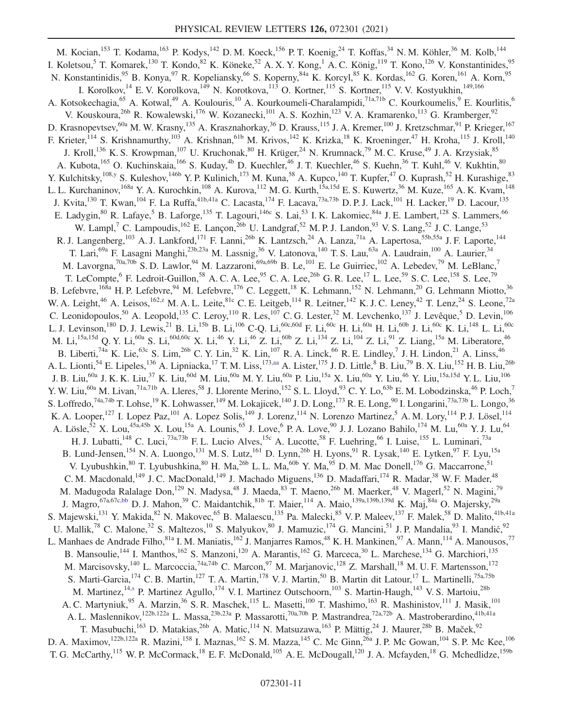M. Kocian,[153] T. Kodama,[163] P. Kodys,[142] D. M. Koeck,[156] P. T. Koenig,[24] T. Koffas,[34] N. M. Köhler,[36] M. Kolb,[144] I. Koletsou,[5] T. Komarek,[130] T. Kondo,[82] K. Köneke,[52] A. X. Y. Kong,[1] A. C. König,[119] T. Kono,[126] V. Konstantinides,[95] N. Konstantinidis,[95] B. Konya,[97] R. Kopeliansky,[66] S. Koperny,[84a] K. Korcyl,[85] K. Kordas,[162] G. Koren,[161] A. Korn,[95] I. Korolkov,[14] E. V. Korolkova,[149] N. Korotkova,[113] O. Kortner,[115] S. Kortner,[115] V. V. Kostyukhin,[149,166] A. Kotsokechagia,[65] A. Kotwal,[49] A. Koulouris,[10] A. Kourkoumeli-Charalampidi,[71a,71b] C. Kourkoumelis,[9] E. Kourlitis,[6] V. Kouskoura,[26b] R. Kowalewski,[176] W. Kozanecki,[101] A. S. Kozhin,[123] V. A. Kramarenko,[113] G. Kramberger,[92] D. Krasnopevtsev,[60a] M. W. Krasny,[135] A. Krasznahorkay,[36] D. Krauss,[115] J. A. Kremer,[100] J. Kretzschmar,[91] P. Krieger,[167] F. Krieter,[114] S. Krishnamurthy,[103] A. Krishnan,[61b] M. Krivos,[142] K. Krizka,[18] K. Kroeninger,[47] H. Kroha,[115] J. Kroll,[140] J. Kroll,[136] K. S. Krowpman,[107] U. Kruchonak,[80] H. Krüger,[24] N. Krumnack,[79] M. C. Kruse,[49] J. A. Krzysiak,[85] A. Kubota,[165] O. Kuchinskaia,[166] S. Kuday,[4b] D. Kuechler,[46] J. T. Kuechler,[46] S. Kuehn,[36] T. Kuhl,[46] V. Kukhtin,[80] Y. Kulchitsky,[108,y] S. Kuleshov,[146b] Y. P. Kulinich,[173] M. Kuna,[58] A. Kupco,[140] T. Kupfer,[47] O. Kuprash,[52] H. Kurashige,[83] L. L. Kurchaninov,[168a] Y. A. Kurochkin,[108] A. Kurova,[112] M. G. Kurth,[15a,15d] E. S. Kuwertz,[36] M. Kuze,[165] A. K. Kvam,[148] J. Kvita,[130] T. Kwan,[104] F. La Ruffa,[41b,41a] C. Lacasta,[174] F. Lacava,[73a,73b] D. P. J. Lack,[101] H. Lacker,[19] D. Lacour,[135] E. Ladygin,[80] R. Lafaye,[5] B. Laforge,[135] T. Lagouri,[146c] S. Lai,[53] I. K. Lakomiec,[84a] J. E. Lambert,[128] S. Lammers,[66] W. Lampl,[7] C. Lampoudis,[162] E. Lançon,[26b] U. Landgraf,[52] M. P. J. Landon,[93] V. S. Lang,[52] J. C. Lange,[53] R. J. Langenberg,[103] A. J. Lankford,[171] F. Lanni,[26b] K. Lantzsch,[24] A. Lanza,[71a] A. Lapertosa,[55b,55a] J. F. Laporte,[144] T. Lari,[69a] F. Lasagni Manghi,[23b,23a] M. Lassnig,[36] V. Latonova,[140] T. S. Lau,[63a] A. Laudrain,[100] A. Laurier,[34] M. Lavorgna,[70a,70b] S. D. Lawlor,[94] M. Lazzaroni,[69a,69b] B. Le,[101] E. Le Guirriec,[102] A. Lebedev,[79] M. LeBlanc,[7] T. LeCompte,[6] F. Ledroit-Guillon,[58] A. C. A. Lee,[95] C. A. Lee,[26b] G. R. Lee,[17] L. Lee,[59] S. C. Lee,[158] S. Lee,[79] B. Lefebvre,[168a] H. P. Lefebvre,[94] M. Lefebvre,[176] C. Leggett,[18] K. Lehmann,[152] N. Lehmann,[20] G. Lehmann Miotto,[36] W. A. Leight,[46] A. Leisos,[162,z] M. A. L. Leite,[81c] C. E. Leitgeb,[114] R. Leitner,[142] K. J. C. Leney,[42] T. Lenz,[24] S. Leone,[72a] C. Leonidopoulos,[50] A. Leopold,[135] C. Leroy,[110] R. Les,[107] C. G. Lester,[32] M. Levchenko,[137] J. Levêque,[5] D. Levin,[106] L. J. Levinson,[180] D. J. Lewis,[21] B. Li,[15b] B. Li,[106] C-Q. Li,[60c,60d] F. Li,[60c] H. Li,[60a] H. Li,[60b] J. Li,[60c] K. Li,[148] L. Li,[60c] M. Li,[15a,15d] Q. Y. Li,[60a] S. Li,[60d,60c] X. Li,[46] Y. Li,[46] Z. Li,[60b] Z. Li,[134] Z. Li,[104] Z. Li,[91] Z. Liang,[15a] M. Liberatore,[46] B. Liberti,[74a] K. Lie,[63c] S. Lim,[26b] C. Y. Lin,[32] K. Lin,[107] R. A. Linck,[66] R. E. Lindley,[7] J. H. Lindon,[21] A. Linss,[46] A. L. Lionti,[54] E. Lipeles,[136] A. Lipniacka,[17] T. M. Liss,[173,aa] A. Lister,[175] J. D. Little,[8] B. Liu,[79] B. X. Liu,[152] H. B. Liu,[26b] J. B. Liu,[60a] J. K. K. Liu,[37] K. Liu,[60d] M. Liu,[60a] M. Y. Liu,[60a] P. Liu,[15a] X. Liu,[60a] Y. Liu,[46] Y. Liu,[15a,15d] Y. L. Liu,[106] Y. W. Liu,[60a] M. Livan,[71a,71b] A. Lleres,[58] J. Llorente Merino,[152] S. L. Lloyd,[93] C. Y. Lo,[63b] E. M. Lobodzinska,[46] P. Loch,[7] S. Loffredo,[74a,74b] T. Lohse,[19] K. Lohwasser,[149] M. Lokajicek,[140] J. D. Long,[173] R. E. Long,[90] I. Longarini,[73a,73b] L. Longo,[36] K. A. Looper,[127] I. Lopez Paz,[101] A. Lopez Solis,[149] J. Lorenz,[114] N. Lorenzo Martinez,[5] A. M. Lory,[114] P. J. Lösel,[114] A. Lösle,[52] X. Lou,[45a,45b] X. Lou,[15a] A. Lounis,[65] J. Love,[6] P. A. Love,[90] J. J. Lozano Bahilo,[174] M. Lu,[60a] Y. J. Lu,[64] H. J. Lubatti,[148] C. Luci,[73a,73b] F. L. Lucio Alves,[15c] A. Lucotte,[58] F. Luehring,[66] I. Luise,[155] L. Luminari,[73a] B. Lund-Jensen,[154] N. A. Luongo,[131] M. S. Lutz,[161] D. Lynn,[26b] H. Lyons,[91] R. Lysak,[140] E. Lytken,[97] F. Lyu,[15a] V. Lyubushkin,[80] T. Lyubushkina,[80] H. Ma,[26b] L. L. Ma,[60b] Y. Ma,[95] D. M. Mac Donell,[176] G. Maccarrone,[51] C. M. Macdonald,[149] J. C. MacDonald,[149] J. Machado Miguens,[136] D. Madaffari,[174] R. Madar,[38] W. F. Mader,[48] M. Madugoda Ralalage Don,[129] N. Madysa,[48] J. Maeda,[83] T. Maeno,[26b] M. Maerker,[48] V. Magerl,[52] N. Magini,[79] J. Magro,[67a,67c,bb] D. J. Mahon,[39] C. Maidantchik,[81b] T. Maier,[114] A. Maio,[139a,139b,139d] K. Maj,[84a] O. Majersky,[29a] S. Majewski,[131] Y. Makida,[82] N. Makovec,[65] B. Malaescu,[135] Pa. Malecki,[85] V. P. Maleev,[137] F. Malek,[58] D. Malito,[41b,41a] U. Mallik,[78] C. Malone,[32] S. Maltezos,[10] S. Malyukov,[80] J. Mamuzic,[174] G. Mancini,[51] J. P. Mandalia,[93] I. Mandić,[92] L. Manhaes de Andrade Filho,[81a] I. M. Maniatis,[162] J. Manjarres Ramos,[48] K. H. Mankinen,[97] A. Mann,[114] A. Manousos,[77] B. Mansoulie,[144] I. Manthos,[162] S. Manzoni,[120] A. Marantis,[162] G. Marceca,[30] L. Marchese,[134] G. Marchiori,[135] M. Marcisovsky,[140] L. Marcoccia,[74a,74b] C. Marcon,[97] M. Marjanovic,[128] Z. Marshall,[18] M. U. F. Martensson,[172] S. Marti-Garcia,[174] C. B. Martin,[127] T. A. Martin,[178] V. J. Martin,[50] B. Martin dit Latour,[17] L. Martinelli,[75a,75b] M. Martinez,[14,s] P. Martinez Agullo,[174] V. I. Martinez Outschoorn,[103] S. Martin-Haugh,[143] V. S. Martoiu,[28b] A. C. Martyniuk,[95] A. Marzin,[36] S. R. Maschek,[115] L. Masetti,[100] T. Mashimo,[163] R. Mashinistov,[111] J. Masik,[101] A. L. Maslennikov,[122b,122a] L. Massa,[23b,23a] P. Massarotti,[70a,70b] P. Mastrandrea,[72a,72b] A. Mastroberardino,[41b,41a] T. Masubuchi,[163] D. Matakias,[26b] A. Matic,[114] N. Matsuzawa,[163] P. Mättig,[24] J. Maurer,[28b] B. Maček,[92] D. A. Maximov,[122b,122a] R. Mazini,[158] I. Maznas,[162] S. M. Mazza,[145] C. Mc Ginn,[26a] J. P. Mc Gowan,[104] S. P. Mc Kee,[106] T. G. McCarthy,[115] W. P. McCormack,[18] E. F. McDonald,[105] A. E. McDougall,[120] J. A. Mcfayden,[18] G. Mchedlidze,[159b]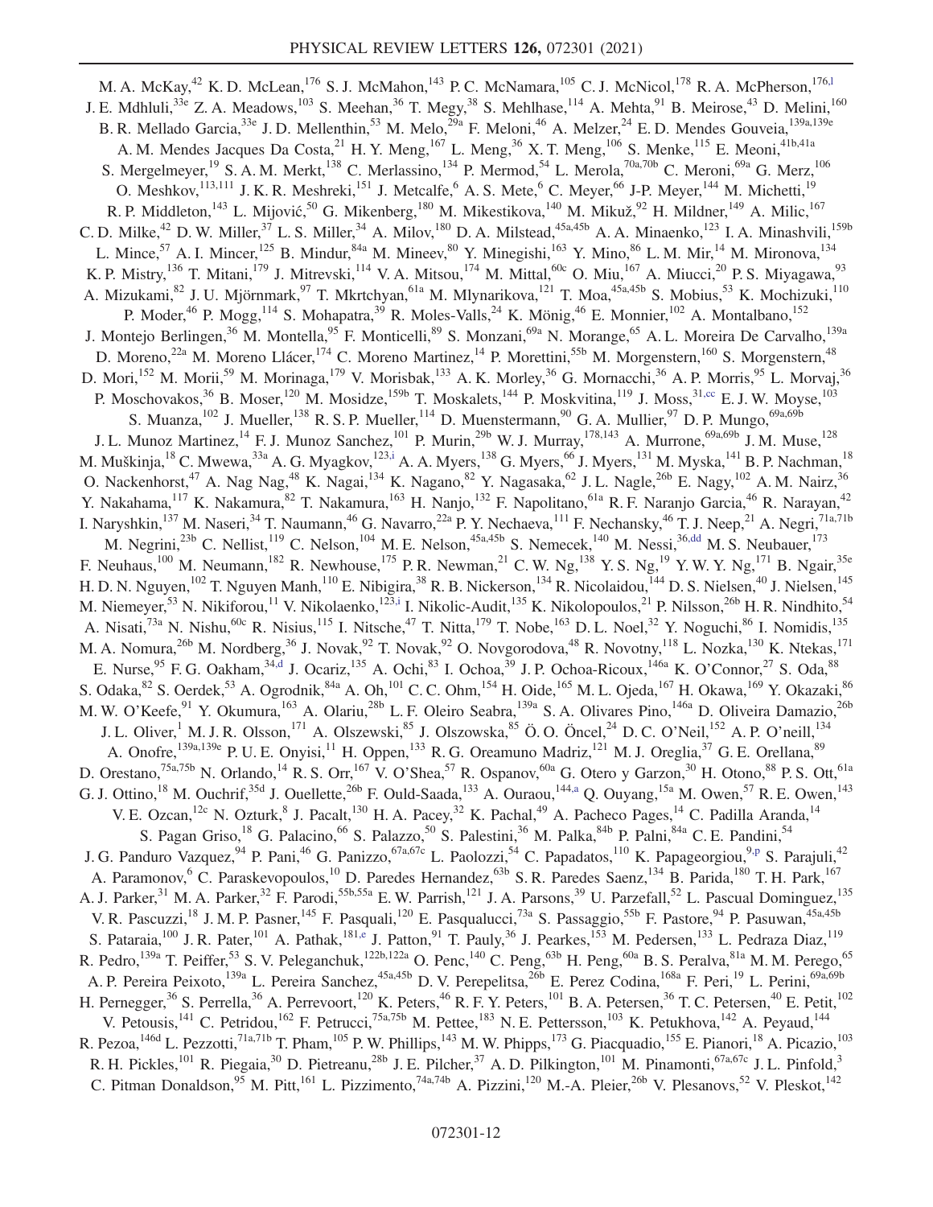M. A. McKay,[42] K. D. McLean,[176] S. J. McMahon,[143] P. C. McNamara,[105] C. J. McNicol,[178] R. A. McPherson,[176,l] J. E. Mdhluli,[33e] Z. A. Meadows,[103] S. Meehan,[36] T. Megy,[38] S. Mehlhase,[114] A. Mehta,[91] B. Meirose,[43] D. Melini,[160] B. R. Mellado Garcia,[33e] J. D. Mellenthin,[53] M. Melo,[29a] F. Meloni,[46] A. Melzer,[24] E. D. Mendes Gouveia,[139a,139e] A. M. Mendes Jacques Da Costa,[21] H. Y. Meng,[167] L. Meng,[36] X. T. Meng,[106] S. Menke,[115] E. Meoni,[41b,41a] S. Mergelmeyer,[19] S. A. M. Merkt,[138] C. Merlassino,[134] P. Mermod,[54] L. Merola,[70a,70b] C. Meroni,[69a] G. Merz,[106] O. Meshkov,[113,111] J. K. R. Meshreki,[151] J. Metcalfe,[6] A. S. Mete,[6] C. Meyer,[66] J-P. Meyer,[144] M. Michetti,[19] R. P. Middleton,[143] L. Mijović,[50] G. Mikenberg,[180] M. Mikestikova,[140] M. Mikuž,[92] H. Mildner,[149] A. Milic,[167] C. D. Milke,[42] D. W. Miller,[37] L. S. Miller,[34] A. Milov,[180] D. A. Milstead,[45a,45b] A. A. Minaenko,[123] I. A. Minashvili,[159b] L. Mince,[57] A. I. Mincer,[125] B. Mindur,[84a] M. Mineev,[80] Y. Minegishi,[163] Y. Mino,[86] L. M. Mir,[14] M. Mironova,[134] K. P. Mistry,[136] T. Mitani,[179] J. Mitrevski,[114] V. A. Mitsou,[174] M. Mittal,[60c] O. Miu,[167] A. Miucci,[20] P. S. Miyagawa,[93] A. Mizukami,[82] J. U. Mjörnmark,[97] T. Mkrtchyan,[61a] M. Mlynarikova,[121] T. Moa,[45a,45b] S. Mobius,[53] K. Mochizuki,[110] P. Moder,[46] P. Mogg,[114] S. Mohapatra,[39] R. Moles-Valls,[24] K. Mönig,[46] E. Monnier,[102] A. Montalbano,[152] J. Montejo Berlingen,[36] M. Montella,[95] F. Monticelli,[89] S. Monzani,[69a] N. Morange,[65] A. L. Moreira De Carvalho,[139a] D. Moreno,[22a] M. Moreno Llácer,[174] C. Moreno Martinez,[14] P. Morettini,[55b] M. Morgenstern,[160] S. Morgenstern,[48] D. Mori,[152] M. Morii,[59] M. Morinaga,[179] V. Morisbak,[133] A. K. Morley,[36] G. Mornacchi,[36] A. P. Morris,[95] L. Morvaj,[36] P. Moschovakos,[36] B. Moser,[120] M. Mosidze,[159b] T. Moskalets,[144] P. Moskvitina,[119] J. Moss,[31,cc] E. J. W. Moyse,[103] S. Muanza,[102] J. Mueller,[138] R. S. P. Mueller,[114] D. Muenstermann,[90] G. A. Mullier,[97] D. P. Mungo,[69a,69b] J. L. Munoz Martinez,[14] F. J. Munoz Sanchez,[101] P. Murin,[29b] W. J. Murray,[178,143] A. Murrone,[69a,69b] J. M. Muse,[128] M. Muškinja,[18] C. Mwewa,[33a] A. G. Myagkov,[123,i] A. A. Myers,[138] G. Myers,[66] J. Myers,[131] M. Myska,[141] B. P. Nachman,[18] O. Nackenhorst,[47] A. Nag Nag,[48] K. Nagai,[134] K. Nagano,[82] Y. Nagasaka,[62] J. L. Nagle,[26b] E. Nagy,[102] A. M. Nairz,[36] Y. Nakahama,[117] K. Nakamura,[82] T. Nakamura,[163] H. Nanjo,[132] F. Napolitano,[61a] R. F. Naranjo Garcia,[46] R. Narayan,[42] I. Naryshkin,[137] M. Naseri,[34] T. Naumann,[46] G. Navarro,[22a] P. Y. Nechaeva,[111] F. Nechansky,[46] T. J. Neep,[21] A. Negri,[71a,71b] M. Negrini,[23b] C. Nellist,[119] C. Nelson,[104] M. E. Nelson,[45a,45b] S. Nemecek,[140] M. Nessi,[36,dd] M. S. Neubauer,[173] F. Neuhaus,[100] M. Neumann,[182] R. Newhouse,[175] P. R. Newman,[21] C. W. Ng,[138] Y. S. Ng,[19] Y. W. Y. Ng,[171] B. Ngair,[35e] H. D. N. Nguyen,[102] T. Nguyen Manh,[110] E. Nibigira,[38] R. B. Nickerson,[134] R. Nicolaidou,[144] D. S. Nielsen,[40] J. Nielsen,[145] M. Niemeyer,[53] N. Nikiforou,[11] V. Nikolaenko,[123,i] I. Nikolic-Audit,[135] K. Nikolopoulos,[21] P. Nilsson,[26b] H. R. Nindhito,[54] A. Nisati,[73a] N. Nishu,[60c] R. Nisius,[115] I. Nitsche,[47] T. Nitta,[179] T. Nobe,[163] D. L. Noel,[32] Y. Noguchi,[86] I. Nomidis,[135] M. A. Nomura,[26b] M. Nordberg,[36] J. Novak,[92] T. Novak,[92] O. Novgorodova,[48] R. Novotny,[118] L. Nozka,[130] K. Ntekas,[171] E. Nurse,[95] F. G. Oakham,[34,d] J. Ocariz,[135] A. Ochi,[83] I. Ochoa,[39] J. P. Ochoa-Ricoux,[146a] K. O'Connor,[27] S. Oda,[88] S. Odaka,[82] S. Oerdek,[53] A. Ogrodnik,[84a] A. Oh,[101] C. C. Ohm,[154] H. Oide,[165] M. L. Ojeda,[167] H. Okawa,[169] Y. Okazaki,[86] M. W. O'Keefe,[91] Y. Okumura,[163] A. Olariu,[28b] L. F. Oleiro Seabra,[139a] S. A. Olivares Pino,[146a] D. Oliveira Damazio,[26b] J. L. Oliver,[1] M. J. R. Olsson,[171] A. Olszewski,[85] J. Olszowska,[85] Ö. O. Öncel,[24] D. C. O'Neil,[152] A. P. O'neill,[134] A. Onofre,[139a,139e] P. U. E. Onyisi,[11] H. Oppen,[133] R. G. Oreamuno Madriz,[121] M. J. Oreglia,[37] G. E. Orellana,[89] D. Orestano,[75a,75b] N. Orlando,[14] R. S. Orr,[167] V. O'Shea,[57] R. Ospanov,[60a] G. Otero y Garzon,[30] H. Otono,[88] P. S. Ott,[61a] G. J. Ottino,[18] M. Ouchrif,[35d] J. Ouellette,[26b] F. Ould-Saada,[133] A. Ouraou,[144,a] Q. Ouyang,[15a] M. Owen,[57] R. E. Owen,[143] V. E. Ozcan,[12c] N. Ozturk,[8] J. Pacalt,[130] H. A. Pacey,[32] K. Pachal,[49] A. Pacheco Pages,[14] C. Padilla Aranda,[14] S. Pagan Griso,[18] G. Palacino,[66] S. Palazzo,[50] S. Palestini,[36] M. Palka,[84b] P. Palni,[84a] C. E. Pandini,[54] J. G. Panduro Vazquez,[94] P. Pani,[46] G. Panizzo,[67a,67c] L. Paolozzi,[54] C. Papadatos,[110] K. Papageorgiou,[9,p] S. Parajuli,[42] A. Paramonov,[6] C. Paraskevopoulos,[10] D. Paredes Hernandez,[63b] S. R. Paredes Saenz,[134] B. Parida,[180] T. H. Park,[167] A. J. Parker,[31] M. A. Parker,[32] F. Parodi,[55b,55a] E. W. Parrish,[121] J. A. Parsons,[39] U. Parzefall,[52] L. Pascual Dominguez,[135] V. R. Pascuzzi,[18] J. M. P. Pasner,[145] F. Pasquali,[120] E. Pasqualucci,[73a] S. Passaggio,[55b] F. Pastore,[94] P. Pasuwan,[45a,45b] S. Pataraia,[100] J. R. Pater,[101] A. Pathak,[181,e] J. Patton,[91] T. Pauly,[36] J. Pearkes,[153] M. Pedersen,[133] L. Pedraza Diaz,[119] R. Pedro,[139a] T. Peiffer,[53] S. V. Peleganchuk,[122b,122a] O. Penc,[140] C. Peng,[63b] H. Peng,[60a] B. S. Peralva,[81a] M. M. Perego,[65] A. P. Pereira Peixoto,[139a] L. Pereira Sanchez,[45a,45b] D. V. Perepelitsa,[26b] E. Perez Codina,[168a] F. Peri,[19] L. Perini,[69a,69b] H. Pernegger,[36] S. Perrella,[36] A. Perrevoort,[120] K. Peters,[46] R. F. Y. Peters,[101] B. A. Petersen,[36] T. C. Petersen,[40] E. Petit,[102] V. Petousis,[141] C. Petridou,[162] F. Petrucci,[75a,75b] M. Pettee,[183] N. E. Pettersson,[103] K. Petukhova,[142] A. Peyaud,[144] R. Pezoa,[146d] L. Pezzotti,[71a,71b] T. Pham,[105] P. W. Phillips,[143] M. W. Phipps,[173] G. Piacquadio,[155] E. Pianori,[18] A. Picazio,[103] R. H. Pickles,[101] R. Piegaia,[30] D. Pietreanu,[28b] J. E. Pilcher,[37] A. D. Pilkington,[101] M. Pinamonti,[67a,67c] J. L. Pinfold,[3] C. Pitman Donaldson,[95] M. Pitt,[161] L. Pizzimento,[74a,74b] A. Pizzini,[120] M.-A. Pleier,[26b] V. Plesanovs,[52] V. Pleskot,[142]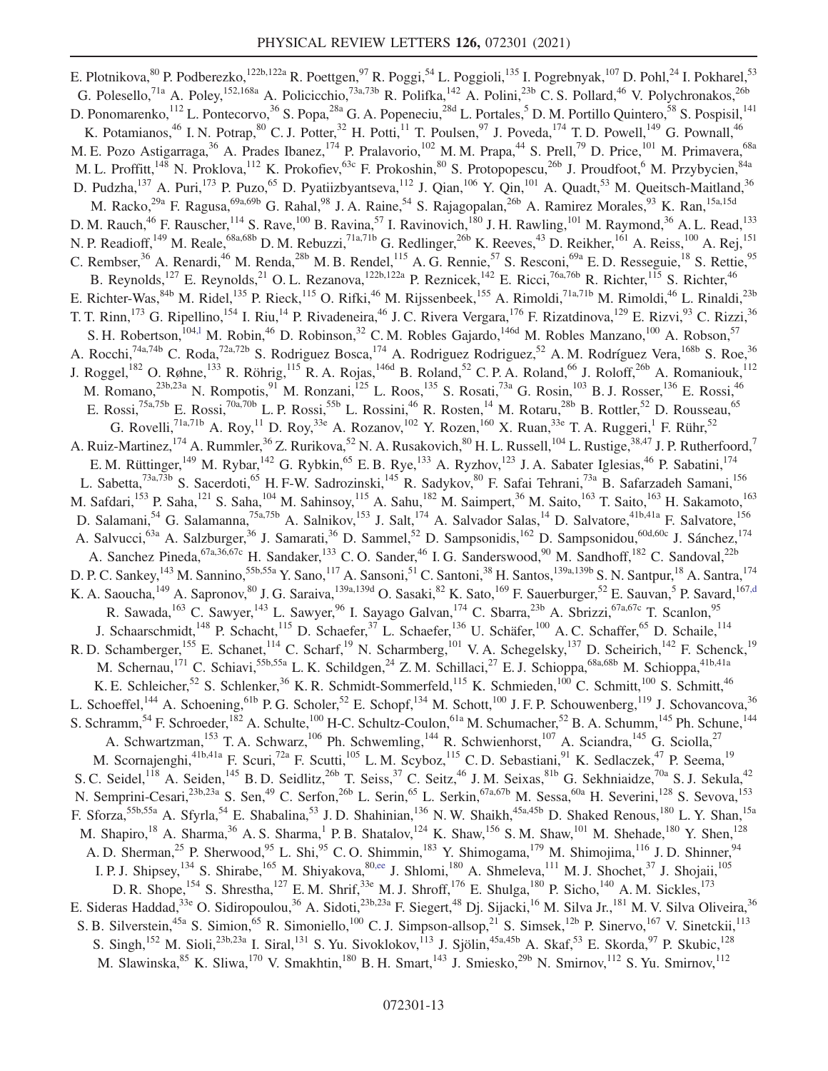E. Plotnikova,[80] P. Podberezko,[122b,122a] R. Poettgen,[97] R. Poggi,[54] L. Poggioli,[135] I. Pogrebnyak,[107] D. Pohl,[24] I. Pokharel,[53] G. Polesello,[71a] A. Poley,[152,168a] A. Policicchio,[73a,73b] R. Polifka,[142] A. Polini,[23b] C. S. Pollard,[46] V. Polychronakos,[26b] D. Ponomarenko,[112] L. Pontecorvo,[36] S. Popa,[28a] G. A. Popeneciu,[28d] L. Portales,[5] D. M. Portillo Quintero,[58] S. Pospisil,[141] K. Potamianos,[46] I. N. Potrap,[80] C. J. Potter,[32] H. Potti,[11] T. Poulsen,[97] J. Poveda,[174] T. D. Powell,[149] G. Pownall,[46] M. E. Pozo Astigarraga,[36] A. Prades Ibanez,[174] P. Pralavorio,[102] M. M. Prapa,[44] S. Prell,[79] D. Price,[101] M. Primavera,[68a] M. L. Proffitt,[148] N. Proklova,[112] K. Prokofiev,[63c] F. Prokoshin,[80] S. Protopopescu,[26b] J. Proudfoot,[6] M. Przybycien,[84a] D. Pudzha,[137] A. Puri,[173] P. Puzo,[65] D. Pyatiizbyantseva,[112] J. Qian,[106] Y. Qin,[101] A. Quadt,[53] M. Queitsch-Maitland,[36] M. Racko,[29a] F. Ragusa,[69a,69b] G. Rahal,[98] J. A. Raine,[54] S. Rajagopalan,[26b] A. Ramirez Morales,[93] K. Ran,[15a,15d] D. M. Rauch,[46] F. Rauscher,[114] S. Rave,[100] B. Ravina,[57] I. Ravinovich,[180] J. H. Rawling,[101] M. Raymond,[36] A. L. Read,[133] N. P. Readioff,[149] M. Reale,[68a,68b] D. M. Rebuzzi,[71a,71b] G. Redlinger,[26b] K. Reeves,[43] D. Reikher,[161] A. Reiss,[100] A. Rej,[151] C. Rembser,[36] A. Renardi,[46] M. Renda,[28b] M. B. Rendel,[115] A. G. Rennie,[57] S. Resconi,[69a] E. D. Resseguie,[18] S. Rettie,[95] B. Reynolds,[127] E. Reynolds,[21] O. L. Rezanova,[122b,122a] P. Reznicek,[142] E. Ricci,[76a,76b] R. Richter,[115] S. Richter,[46] E. Richter-Was,[84b] M. Ridel,[135] P. Rieck,[115] O. Rifki,[46] M. Rijssenbeek,[155] A. Rimoldi,[71a,71b] M. Rimoldi,[46] L. Rinaldi,[23b] T. T. Rinn,[173] G. Ripellino,[154] I. Riu,[14] P. Rivadeneira,[46] J. C. Rivera Vergara,[176] F. Rizatdinova,[129] E. Rizvi,[93] C. Rizzi,[36] S. H. Robertson,[104,l] M. Robin,[46] D. Robinson,[32] C. M. Robles Gajardo,[146d] M. Robles Manzano,[100] A. Robson,[57] A. Rocchi,[74a,74b] C. Roda,[72a,72b] S. Rodriguez Bosca,[174] A. Rodriguez Rodriguez,[52] A. M. Rodríguez Vera,[168b] S. Roe,[36] J. Roggel,[182] O. Røhne,[133] R. Röhrig,[115] R. A. Rojas,[146d] B. Roland,[52] C. P. A. Roland,[66] J. Roloff,[26b] A. Romaniouk,[112] M. Romano,[23b,23a] N. Rompotis,[91] M. Ronzani,[125] L. Roos,[135] S. Rosati,[73a] G. Rosin,[103] B. J. Rosser,[136] E. Rossi,[46] E. Rossi,[75a,75b] E. Rossi,[70a,70b] L. P. Rossi,[55b] L. Rossini,[46] R. Rosten,[14] M. Rotaru,[28b] B. Rottler,[52] D. Rousseau,[65] G. Rovelli,[71a,71b] A. Roy,[11] D. Roy,[33e] A. Rozanov,[102] Y. Rozen,[160] X. Ruan,[33e] T. A. Ruggeri,[1] F. Rühr,[52] A. Ruiz-Martinez,[174] A. Rummler,[36] Z. Rurikova,[52] N. A. Rusakovich,[80] H. L. Russell,[104] L. Rustige,[38,47] J. P. Rutherfoord,[7] E. M. Rüttinger,[149] M. Rybar,[142] G. Rybkin,[65] E. B. Rye,[133] A. Ryzhov,[123] J. A. Sabater Iglesias,[46] P. Sabatini,[174] L. Sabetta,[73a,73b] S. Sacerdoti,[65] H. F-W. Sadrozinski,[145] R. Sadykov,[80] F. Safai Tehrani,[73a] B. Safarzadeh Samani,[156] M. Safdari,[153] P. Saha,[121] S. Saha,[104] M. Sahinsoy,[115] A. Sahu,[182] M. Saimpert,[36] M. Saito,[163] T. Saito,[163] H. Sakamoto,[163] D. Salamani,[54] G. Salamanna,[75a,75b] A. Salnikov,[153] J. Salt,[174] A. Salvador Salas,[14] D. Salvatore,[41b,41a] F. Salvatore,[156] A. Salvucci,[63a] A. Salzburger,[36] J. Samarati,[36] D. Sammel,[52] D. Sampsonidis,[162] D. Sampsonidou,[60d,60c] J. Sánchez,[174] A. Sanchez Pineda,[67a,36,67c] H. Sandaker,[133] C. O. Sander,[46] I. G. Sanderswood,[90] M. Sandhoff,[182] C. Sandoval,[22b] D. P. C. Sankey,[143] M. Sannino,[55b,55a] Y. Sano,[117] A. Sansoni,[51] C. Santoni,[38] H. Santos,[139a,139b] S. N. Santpur,[18] A. Santra,[174] K. A. Saoucha,[149] A. Sapronov,[80] J. G. Saraiva,[139a,139d] O. Sasaki,[82] K. Sato,[169] F. Sauerburger,[52] E. Sauvan,[5] P. Savard,[167,d] R. Sawada,[163] C. Sawyer,[143] L. Sawyer,[96] I. Sayago Galvan,[174] C. Sbarra,[23b] A. Sbrizzi,[67a,67c] T. Scanlon,[95] J. Schaarschmidt,[148] P. Schacht,[115] D. Schaefer,[37] L. Schaefer,[136] U. Schäfer,[100] A. C. Schaffer,[65] D. Schaile,[114] R. D. Schamberger,[155] E. Schanet,[114] C. Scharf,[19] N. Scharmberg,[101] V. A. Schegelsky,[137] D. Scheirich,[142] F. Schenck,[19] M. Schernau,[171] C. Schiavi,[55b,55a] L. K. Schildgen,[24] Z. M. Schillaci,[27] E. J. Schioppa,[68a,68b] M. Schioppa,[41b,41a] K. E. Schleicher,[52] S. Schlenker,[36] K. R. Schmidt-Sommerfeld,[115] K. Schmieden,[100] C. Schmitt,[100] S. Schmitt,[46] L. Schoeffel,[144] A. Schoening,[61b] P. G. Scholer,[52] E. Schopf,[134] M. Schott,[100] J. F. P. Schouwenberg,[119] J. Schovancova,[36] S. Schramm,[54] F. Schroeder,[182] A. Schulte,[100] H-C. Schultz-Coulon,[61a] M. Schumacher,[52] B. A. Schumm,[145] Ph. Schune,[144] A. Schwartzman,[153] T. A. Schwarz,[106] Ph. Schwemling,[144] R. Schwienhorst,[107] A. Sciandra,[145] G. Sciolla,[27] M. Scornajenghi,[41b,41a] F. Scuri,[72a] F. Scutti,[105] L. M. Scyboz,[115] C. D. Sebastiani,[91] K. Sedlaczek,[47] P. Seema,[19] S. C. Seidel,[118] A. Seiden,[145] B. D. Seidlitz,[26b] T. Seiss,[37] C. Seitz,[46] J. M. Seixas,[81b] G. Sekhniaidze,[70a] S. J. Sekula,[42] N. Semprini-Cesari,[23b,23a] S. Sen,[49] C. Serfon,[26b] L. Serin,[65] L. Serkin,[67a,67b] M. Sessa,[60a] H. Severini,[128] S. Sevova,[153] F. Sforza,[55b,55a] A. Sfyrla,[54] E. Shabalina,[53] J. D. Shahinian,[136] N. W. Shaikh,[45a,45b] D. Shaked Renous,[180] L. Y. Shan,[15a] M. Shapiro,[18] A. Sharma,[36] A. S. Sharma,[1] P. B. Shatalov,[124] K. Shaw,[156] S. M. Shaw,[101] M. Shehade,[180] Y. Shen,[128] A. D. Sherman,[25] P. Sherwood,[95] L. Shi,[95] C. O. Shimmin,[183] Y. Shimogama,[179] M. Shimojima,[116] J. D. Shinner,[94] I. P. J. Shipsey,[134] S. Shirabe,[165] M. Shiyakova,[80,ee] J. Shlomi,[180] A. Shmeleva,[111] M. J. Shochet,[37] J. Shojaii,[105] D. R. Shope,[154] S. Shrestha,[127] E. M. Shrif,[33e] M. J. Shroff,[176] E. Shulga,[180] P. Sicho,[140] A. M. Sickles,[173] E. Sideras Haddad,[33e] O. Sidiropoulou,[36] A. Sidoti,[23b,23a] F. Siegert,[48] Dj. Sijacki,[16] M. Silva Jr.,[181] M. V. Silva Oliveira,[36] S. B. Silverstein,[45a] S. Simion,[65] R. Simoniello,[100] C. J. Simpson-allsop,[21] S. Simsek,[12b] P. Sinervo,[167] V. Sinetckii,[113] S. Singh,[152] M. Sioli,[23b,23a] I. Siral,[131] S. Yu. Sivoklokov,[113] J. Sjölin,[45a,45b] A. Skaf,[53] E. Skorda,[97] P. Skubic,[128] M. Slawinska,[85] K. Sliwa,[170] V. Smakhtin,[180] B. H. Smart,[143] J. Smiesko,[29b] N. Smirnov,[112] S. Yu. Smirnov,[112]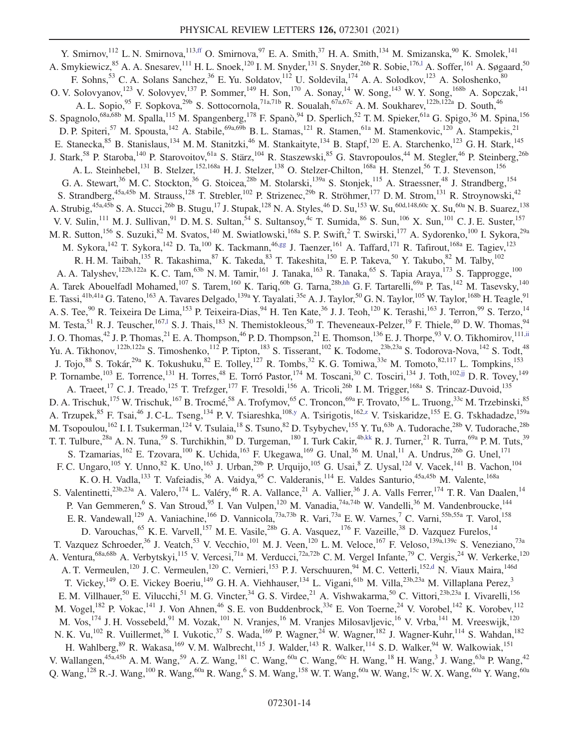Y. Smirnov,[112] L. N. Smirnova,[113,ff] O. Smirnova,[97] E. A. Smith,[37] H. A. Smith,[134] M. Smizanska,[90] K. Smolek,[141] A. Smykiewicz,[85] A. A. Snesarev,[111] H. L. Snoek,[120] I. M. Snyder,[131] S. Snyder,[26b] R. Sobie,[176,l] A. Soffer,[161] A. Søgaard,[50] F. Sohns,[53] C. A. Solans Sanchez,[36] E. Yu. Soldatov,[112] U. Soldevila,[174] A. A. Solodkov,[123] A. Soloshenko,[80] O. V. Solovyanov,[123] V. Solovyev,[137] P. Sommer,[149] H. Son,[170] A. Sonay,[14] W. Song,[143] W. Y. Song,[168b] A. Sopczak,[141] A. L. Sopio,[95] F. Sopkova,[29b] S. Sottocornola,[71a,71b] R. Soualah,[67a,67c] A. M. Soukharev,[122b,122a] D. South,[46] S. Spagnolo,[68a,68b] M. Spalla,[115] M. Spangenberg,[178] F. Spanò,[94] D. Sperlich,[52] T. M. Spieker,[61a] G. Spigo,[36] M. Spina,[156] D. P. Spiteri,[57] M. Spousta,[142] A. Stabile,[69a,69b] B. L. Stamas,[121] R. Stamen,[61a] M. Stamenkovic,[120] A. Stampekis,[21] E. Stanecka,[85] B. Stanislaus,[134] M. M. Stanitzki,[46] M. Stankaityte,[134] B. Stapf,[120] E. A. Starchenko,[123] G. H. Stark,[145] J. Stark,[58] P. Staroba,[140] P. Starovoitov,[61a] S. Stärz,[104] R. Staszewski,[85] G. Stavropoulos,[44] M. Stegler,[46] P. Steinberg,[26b] A. L. Steinhebel,[131] B. Stelzer,[152,168a] H. J. Stelzer,[138] O. Stelzer-Chilton,[168a] H. Stenzel,[56] T. J. Stevenson,[156] G. A. Stewart,[36] M. C. Stockton,[36] G. Stoicea,[28b] M. Stolarski,[139a] S. Stonjek,[115] A. Straessner,[48] J. Strandberg,[154] S. Strandberg,[45a,45b] M. Strauss,[128] T. Strebler,[102] P. Strizenec,[29b] R. Ströhmer,[177] D. M. Strom,[131] R. Stroynowski,[42] A. Strubig,[45a,45b] S. A. Stucci,[26b] B. Stugu,[17] J. Stupak,[128] N. A. Styles,[46] D. Su,[153] W. Su,[60d,148,60c] X. Su,[60a] N. B. Suarez,[138] V. V. Sulin,[111] M. J. Sullivan,[91] D. M. S. Sultan,[54] S. Sultansoy,[4c] T. Sumida,[86] S. Sun,[106] X. Sun,[101] C. J. E. Suster,[157] M. R. Sutton,[156] S. Suzuki,[82] M. Svatos,[140] M. Swiatlowski,[168a] S. P. Swift,[2] T. Swirski,[177] A. Sydorenko,[100] I. Sykora,[29a] M. Sykora,[142] T. Sykora,[142] D. Ta,[100] K. Tackmann,[46,gg] J. Taenzer,[161] A. Taffard,[171] R. Tafirout,[168a] E. Tagiev,[123] R. H. M. Taibah,[135] R. Takashima,[87] K. Takeda,[83] T. Takeshita,[150] E. P. Takeva,[50] Y. Takubo,[82] M. Talby,[102] A. A. Talyshev,[122b,122a] K. C. Tam,[63b] N. M. Tamir,[161] J. Tanaka,[163] R. Tanaka,[65] S. Tapia Araya,[173] S. Tapprogge,[100] A. Tarek Abouelfadl Mohamed,[107] S. Tarem,[160] K. Tariq,[60b] G. Tarna,[28b,hh] G. F. Tartarelli,[69a] P. Tas,[142] M. Tasevsky,[140] E. Tassi,[41b,41a] G. Tateno,[163] A. Tavares Delgado,[139a] Y. Tayalati,[35e] A. J. Taylor,[50] G. N. Taylor,[105] W. Taylor,[168b] H. Teagle,[91] A. S. Tee,[90] R. Teixeira De Lima,[153] P. Teixeira-Dias,[94] H. Ten Kate,[36] J. J. Teoh,[120] K. Terashi,[163] J. Terron,[99] S. Terzo,[14] M. Testa,[51] R. J. Teuscher,[167,l] S. J. Thais,[183] N. Themistokleous,[50] T. Theveneaux-Pelzer,[19] F. Thiele,[40] D. W. Thomas,[94] J. O. Thomas,[42] J. P. Thomas,[21] E. A. Thompson,[46] P. D. Thompson,[21] E. Thomson,[136] E. J. Thorpe,[93] V. O. Tikhomirov,[111,ii] Yu. A. Tikhonov,[122b,122a] S. Timoshenko,[112] P. Tipton,[183] S. Tisserant,[102] K. Todome,[23b,23a] S. Todorova-Nova,[142] S. Todt,[48] J. Tojo,[88] S. Tokár,[29a] K. Tokushuku,[82] E. Tolley,[127] R. Tombs,[32] K. G. Tomiwa,[33e] M. Tomoto,[82,117] L. Tompkins,[153] P. Tornambe,[103] E. Torrence,[131] H. Torres,[48] E. Torró Pastor,[174] M. Toscani,[30] C. Tosciri,[134] J. Toth,[102,jj] D. R. Tovey,[149] A. Traeet,[17] C. J. Treado,[125] T. Trefzger,[177] F. Tresoldi,[156] A. Tricoli,[26b] I. M. Trigger,[168a] S. Trincaz-Duvoid,[135] D. A. Trischuk,[175] W. Trischuk,[167] B. Trocmé,[58] A. Trofymov,[65] C. Troncon,[69a] F. Trovato,[156] L. Truong,[33c] M. Trzebinski,[85] A. Trzupek,[85] F. Tsai,[46] J. C-L. Tseng,[134] P. V. Tsiareshka,[108,y] A. Tsirigotis,[162,z] V. Tsiskaridze,[155] E. G. Tskhadadze,[159a] M. Tsopoulou,[162] I. I. Tsukerman,[124] V. Tsulaia,[18] S. Tsuno,[82] D. Tsybychev,[155] Y. Tu,[63b] A. Tudorache,[28b] V. Tudorache,[28b] T. T. Tulbure,[28a] A. N. Tuna,[59] S. Turchikhin,[80] D. Turgeman,[180] I. Turk Cakir,[4b,kk] R. J. Turner,[21] R. Turra,[69a] P. M. Tuts,[39] S. Tzamarias,[162] E. Tzovara,[100] K. Uchida,[163] F. Ukegawa,[169] G. Unal,[36] M. Unal,[11] A. Undrus,[26b] G. Unel,[171] F. C. Ungaro,[105] Y. Unno,[82] K. Uno,[163] J. Urban,[29b] P. Urquijo,[105] G. Usai,[8] Z. Uysal,[12d] V. Vacek,[141] B. Vachon,[104] K. O. H. Vadla,[133] T. Vafeiadis,[36] A. Vaidya,[95] C. Valderanis,[114] E. Valdes Santurio,[45a,45b] M. Valente,[168a] S. Valentinetti,[23b,23a] A. Valero,[174] L. Valéry,[46] R. A. Vallance,[21] A. Vallier,[36] J. A. Valls Ferrer,[174] T. R. Van Daalen,[14] P. Van Gemmeren,[6] S. Van Stroud,[95] I. Van Vulpen,[120] M. Vanadia,[74a,74b] W. Vandelli,[36] M. Vandenbroucke,[144] E. R. Vandewall,[129] A. Vaniachine,[166] D. Vannicola,[73a,73b] R. Vari,[73a] E. W. Varnes,[7] C. Varni,[55b,55a] T. Varol,[158] D. Varouchas,[65] K. E. Varvell,[157] M. E. Vasile,[28b] G. A. Vasquez,[176] F. Vazeille,[38] D. Vazquez Furelos,[14] T. Vazquez Schroeder,[36] J. Veatch,[53] V. Vecchio,[101] M. J. Veen,[120] L. M. Veloce,[167] F. Veloso,[139a,139c] S. Veneziano,[73a] A. Ventura,[68a,68b] A. Verbytskyi,[115] V. Vercesi,[71a] M. Verducci,[72a,72b] C. M. Vergel Infante,[79] C. Vergis,[24] W. Verkerke,[120] A. T. Vermeulen,[120] J. C. Vermeulen,[120] C. Vernieri,[153] P. J. Verschuuren,[94] M. C. Vetterli,[152,d] N. Viaux Maira,[146d] T. Vickey,[149] O. E. Vickey Boeriu,[149] G. H. A. Viehhauser,[134] L. Vigani,[61b] M. Villa,[23b,23a] M. Villaplana Perez,[3] E. M. Villhauer,[50] E. Vilucchi,[51] M. G. Vincter,[34] G. S. Virdee,[21] A. Vishwakarma,[50] C. Vittori,[23b,23a] I. Vivarelli,[156] M. Vogel,[182] P. Vokac,[141] J. Von Ahnen,[46] S. E. von Buddenbrock,[33e] E. Von Toerne,[24] V. Vorobel,[142] K. Vorobev,[112] M. Vos,[174] J. H. Vossebeld,[91] M. Vozak,[101] N. Vranjes,[16] M. Vranjes Milosavljevic,[16] V. Vrba,[141] M. Vreeswijk,[120] N. K. Vu,[102] R. Vuillermet,[36] I. Vukotic,[37] S. Wada,[169] P. Wagner,[24] W. Wagner,[182] J. Wagner-Kuhr,[114] S. Wahdan,[182] H. Wahlberg,[89] R. Wakasa,[169] V. M. Walbrecht,[115] J. Walder,[143] R. Walker,[114] S. D. Walker,[94] W. Walkowiak,[151] V. Wallangen,[45a,45b] A. M. Wang,[59] A. Z. Wang,[181] C. Wang,[60a] C. Wang,[60c] H. Wang,[18] H. Wang,[3] J. Wang,[63a] P. Wang,[42] Q. Wang,[128] R.-J. Wang,[100] R. Wang,[60a] R. Wang,[6] S. M. Wang,[158] W. T. Wang,[60a] W. Wang,[15c] W. X. Wang,[60a] Y. Wang,[60a]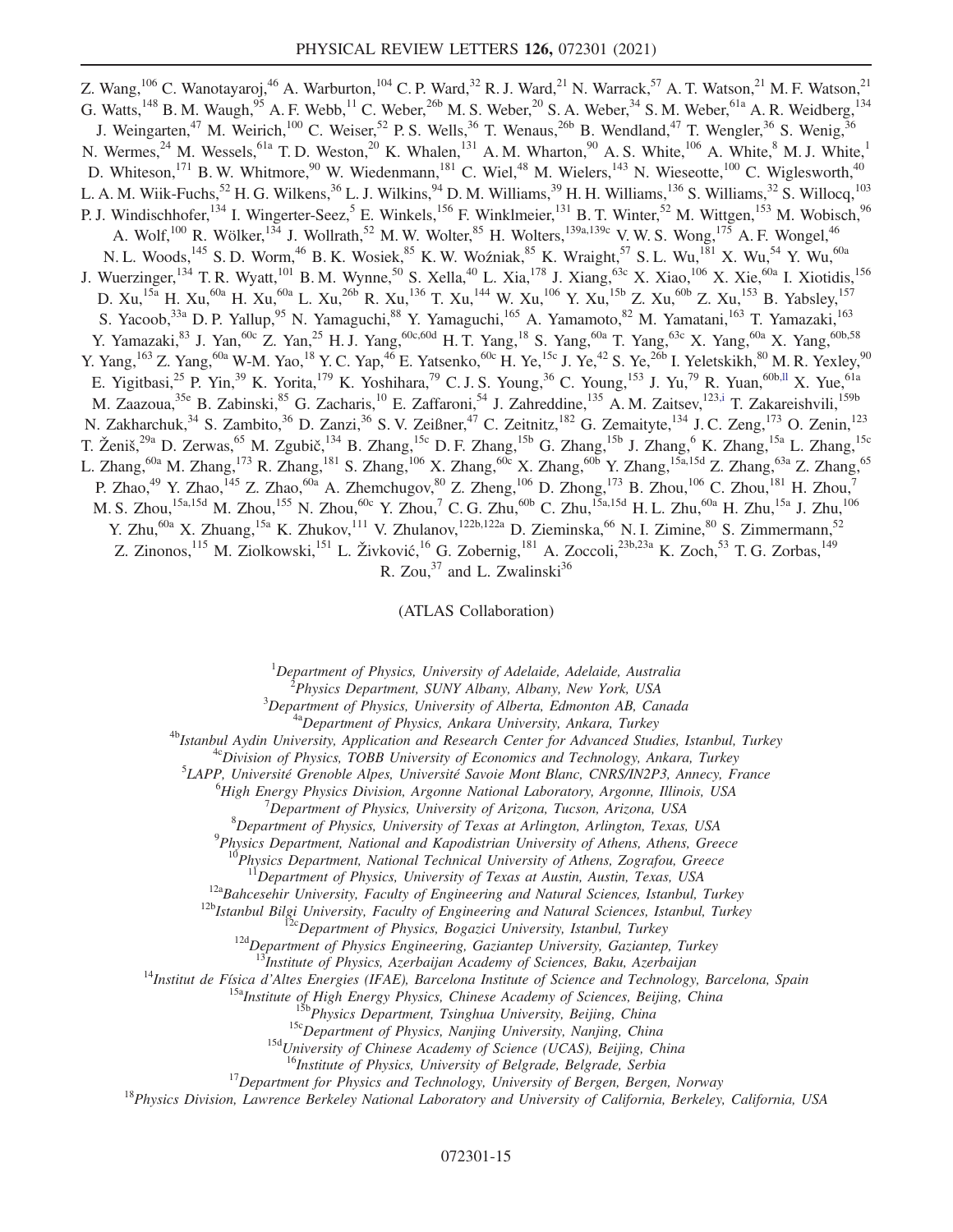Z. Wang,[106] C. Wanotayaroj,[46] A. Warburton,[104] C. P. Ward,[32] R. J. Ward,[21] N. Warrack,[57] A. T. Watson,[21] M. F. Watson,[21] G. Watts,[148] B. M. Waugh,[95] A. F. Webb,[11] C. Weber,[26b] M. S. Weber,[20] S. A. Weber,[34] S. M. Weber,[61a] A. R. Weidberg,[134] J. Weingarten,[47] M. Weirich,[100] C. Weiser,[52] P. S. Wells,[36] T. Wenaus,[26b] B. Wendland,[47] T. Wengler,[36] S. Wenig,[36] N. Wermes,[24] M. Wessels,[61a] T. D. Weston,[20] K. Whalen,[131] A. M. Wharton,[90] A. S. White,[106] A. White,[8] M. J. White,[1] D. Whiteson,[171] B. W. Whitmore,[90] W. Wiedenmann,[181] C. Wiel,[48] M. Wielers,[143] N. Wieseotte,[100] C. Wiglesworth,[40] L. A. M. Wiik-Fuchs,[52] H. G. Wilkens,[36] L. J. Wilkins,[94] D. M. Williams,[39] H. H. Williams,[136] S. Williams,[32] S. Willocq,[103] P. J. Windischhofer,[134] I. Wingerter-Seez,[5] E. Winkels,[156] F. Winklmeier,[131] B. T. Winter,[52] M. Wittgen,[153] M. Wobisch,[96] A. Wolf,[100] R. Wölker,[134] J. Wollrath,[52] M. W. Wolter,[85] H. Wolters,[139a,139c] V. W. S. Wong,[175] A. F. Wongel,[46] N. L. Woods,[145] S. D. Worm,[46] B. K. Wosiek,[85] K. W. Woźniak,[85] K. Wraight,[57] S. L. Wu,[181] X. Wu,[54] Y. Wu,[60a] J. Wuerzinger,[134] T. R. Wyatt,[101] B. M. Wynne,[50] S. Xella,[40] L. Xia,[178] J. Xiang,[63c] X. Xiao,[106] X. Xie,[60a] I. Xiotidis,[156] D. Xu,[15a] H. Xu,[60a] H. Xu,[60a] L. Xu,[26b] R. Xu,[136] T. Xu,[144] W. Xu,[106] Y. Xu,[15b] Z. Xu,[60b] Z. Xu,[153] B. Yabsley,[157] S. Yacoob,[33a] D. P. Yallup,[95] N. Yamaguchi,[88] Y. Yamaguchi,[165] A. Yamamoto,[82] M. Yamatani,[163] T. Yamazaki,[163] Y. Yamazaki,[83] J. Yan,[60c] Z. Yan,[25] H. J. Yang,[60c,60d] H. T. Yang,[18] S. Yang,[60a] T. Yang,[63c] X. Yang,[60a] X. Yang,[60b,58] Y. Yang,[163] Z. Yang,[60a] W-M. Yao,[18] Y. C. Yap,[46] E. Yatsenko,[60c] H. Ye,[15c] J. Ye,[42] S. Ye,[26b] I. Yeletskikh,[80] M. R. Yexley,[90] E. Yigitbasi,[25] P. Yin,[39] K. Yorita,[179] K. Yoshihara,[79] C. J. S. Young,[36] C. Young,[153] J. Yu,[79] R. Yuan,[60b,ll] X. Yue,[61a] M. Zaazoua,[35e] B. Zabinski,[85] G. Zacharis,[10] E. Zaffaroni,[54] J. Zahreddine,[135] A. M. Zaitsev,[123,i] T. Zakareishvili,[159b] N. Zakharchuk,[34] S. Zambito,[36] D. Zanzi,[36] S. V. Zeißner,[47] C. Zeitnitz,[182] G. Zemaityte,[134] J. C. Zeng,[173] O. Zenin,[123] T. Ženiš,[29a] D. Zerwas,[65] M. Zgubič,[134] B. Zhang,[15c] D. F. Zhang,[15b] G. Zhang,[15b] J. Zhang,[6] K. Zhang,[15a] L. Zhang,[15c] L. Zhang,[60a] M. Zhang,[173] R. Zhang,[181] S. Zhang,[106] X. Zhang,[60c] X. Zhang,[60b] Y. Zhang,[15a,15d] Z. Zhang,[63a] Z. Zhang,[65] P. Zhao,[49] Y. Zhao,[145] Z. Zhao,[60a] A. Zhemchugov,[80] Z. Zheng,[106] D. Zhong,[173] B. Zhou,[106] C. Zhou,[181] H. Zhou,[7] M. S. Zhou,[15a,15d] M. Zhou,[155] N. Zhou,[60c] Y. Zhou,[7] C. G. Zhu,[60b] C. Zhu,[15a,15d] H. L. Zhu,[60a] H. Zhu,[15a] J. Zhu,[106] Y. Zhu,[60a] X. Zhuang,[15a] K. Zhukov,[111] V. Zhulanov,[122b,122a] D. Zieminska,[66] N. I. Zimine,[80] S. Zimmermann,[52] Z. Zinonos,[115] M. Ziolkowski,[151] L. Živković,[16] G. Zobernig,[181] A. Zoccoli,[23b,23a] K. Zoch,[53] T. G. Zorbas,[149] R. Zou,[37] and L. Zwalinski[36]

(ATLAS Collaboration)

[1] *Department of Physics, University of Adelaide, Adelaide, Australia*
[2] *Physics Department, SUNY Albany, Albany, New York, USA*
[3] *Department of Physics, University of Alberta, Edmonton AB, Canada*
[4a] *Department of Physics, Ankara University, Ankara, Turkey*
[4b] *Istanbul Aydin University, Application and Research Center for Advanced Studies, Istanbul, Turkey*
[4c] *Division of Physics, TOBB University of Economics and Technology, Ankara, Turkey*
[5] *LAPP, Université Grenoble Alpes, Université Savoie Mont Blanc, CNRS/IN2P3, Annecy, France*
[6] *High Energy Physics Division, Argonne National Laboratory, Argonne, Illinois, USA*
[7] *Department of Physics, University of Arizona, Tucson, Arizona, USA*
[8] *Department of Physics, University of Texas at Arlington, Arlington, Texas, USA*
[9] *Physics Department, National and Kapodistrian University of Athens, Athens, Greece*
[10] *Physics Department, National Technical University of Athens, Zografou, Greece*
[11] *Department of Physics, University of Texas at Austin, Austin, Texas, USA*
[12a] *Bahcesehir University, Faculty of Engineering and Natural Sciences, Istanbul, Turkey*
[12b] *Istanbul Bilgi University, Faculty of Engineering and Natural Sciences, Istanbul, Turkey*
[12c] *Department of Physics, Bogazici University, Istanbul, Turkey*
[12d] *Department of Physics Engineering, Gaziantep University, Gaziantep, Turkey*
[13] *Institute of Physics, Azerbaijan Academy of Sciences, Baku, Azerbaijan*
[14] *Institut de Física d'Altes Energies (IFAE), Barcelona Institute of Science and Technology, Barcelona, Spain*
[15a] *Institute of High Energy Physics, Chinese Academy of Sciences, Beijing, China*
[15b] *Physics Department, Tsinghua University, Beijing, China*
[15c] *Department of Physics, Nanjing University, Nanjing, China*
[15d] *University of Chinese Academy of Science (UCAS), Beijing, China*
[16] *Institute of Physics, University of Belgrade, Belgrade, Serbia*
[17] *Department for Physics and Technology, University of Bergen, Bergen, Norway*
[18] *Physics Division, Lawrence Berkeley National Laboratory and University of California, Berkeley, California, USA*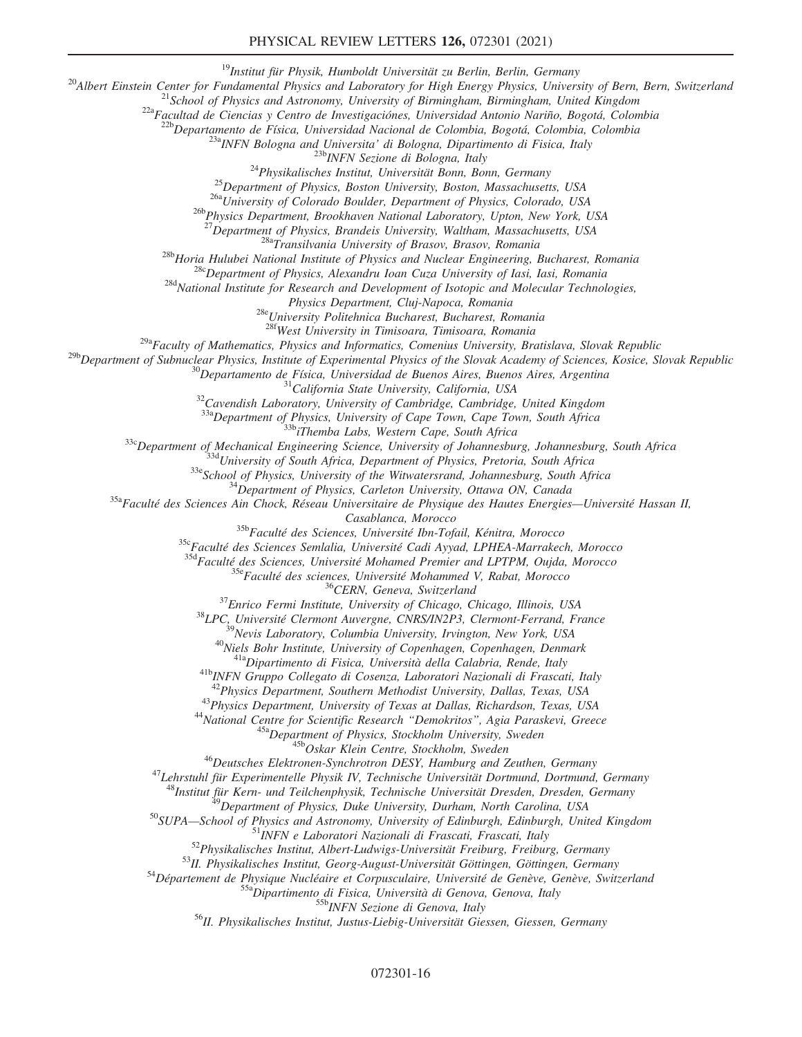[19]Institut für Physik, Humboldt Universität zu Berlin, Berlin, Germany

[20]Albert Einstein Center for Fundamental Physics and Laboratory for High Energy Physics, University of Bern, Bern, Switzerland

[21]School of Physics and Astronomy, University of Birmingham, Birmingham, United Kingdom

[22a]Facultad de Ciencias y Centro de Investigaciónes, Universidad Antonio Nariño, Bogotá, Colombia

[22b]Departamento de Física, Universidad Nacional de Colombia, Bogotá, Colombia, Colombia

[23a]INFN Bologna and Universita' di Bologna, Dipartimento di Fisica, Italy

[23b]INFN Sezione di Bologna, Italy

[24]Physikalisches Institut, Universität Bonn, Bonn, Germany

[25]Department of Physics, Boston University, Boston, Massachusetts, USA

[26a]University of Colorado Boulder, Department of Physics, Colorado, USA

[26b]Physics Department, Brookhaven National Laboratory, Upton, New York, USA

[27]Department of Physics, Brandeis University, Waltham, Massachusetts, USA

[28a]Transilvania University of Brasov, Brasov, Romania

[28b]Horia Hulubei National Institute of Physics and Nuclear Engineering, Bucharest, Romania

[28c]Department of Physics, Alexandru Ioan Cuza University of Iasi, Iasi, Romania

[28d]National Institute for Research and Development of Isotopic and Molecular Technologies, Physics Department, Cluj-Napoca, Romania

[28e]University Politehnica Bucharest, Bucharest, Romania

[28f]West University in Timisoara, Timisoara, Romania

[29a]Faculty of Mathematics, Physics and Informatics, Comenius University, Bratislava, Slovak Republic

[29b]Department of Subnuclear Physics, Institute of Experimental Physics of the Slovak Academy of Sciences, Kosice, Slovak Republic

[30]Departamento de Física, Universidad de Buenos Aires, Buenos Aires, Argentina

[31]California State University, California, USA

[32]Cavendish Laboratory, University of Cambridge, Cambridge, United Kingdom

[33a]Department of Physics, University of Cape Town, Cape Town, South Africa

[33b]iThemba Labs, Western Cape, South Africa

[33c]Department of Mechanical Engineering Science, University of Johannesburg, Johannesburg, South Africa

[33d]University of South Africa, Department of Physics, Pretoria, South Africa

[33e]School of Physics, University of the Witwatersrand, Johannesburg, South Africa

[34]Department of Physics, Carleton University, Ottawa ON, Canada

[35a]Faculté des Sciences Ain Chock, Réseau Universitaire de Physique des Hautes Energies—Université Hassan II, Casablanca, Morocco

[35b]Faculté des Sciences, Université Ibn-Tofail, Kénitra, Morocco

[35c]Faculté des Sciences Semlalia, Université Cadi Ayyad, LPHEA-Marrakech, Morocco

[35d]Faculté des Sciences, Université Mohamed Premier and LPTPM, Oujda, Morocco

[35e]Faculté des sciences, Université Mohammed V, Rabat, Morocco

[36]CERN, Geneva, Switzerland

[37]Enrico Fermi Institute, University of Chicago, Chicago, Illinois, USA

[38]LPC, Université Clermont Auvergne, CNRS/IN2P3, Clermont-Ferrand, France

[39]Nevis Laboratory, Columbia University, Irvington, New York, USA

[40]Niels Bohr Institute, University of Copenhagen, Copenhagen, Denmark

[41a]Dipartimento di Fisica, Università della Calabria, Rende, Italy

[41b]INFN Gruppo Collegato di Cosenza, Laboratori Nazionali di Frascati, Italy

[42]Physics Department, Southern Methodist University, Dallas, Texas, USA

[43]Physics Department, University of Texas at Dallas, Richardson, Texas, USA

[44]National Centre for Scientific Research "Demokritos", Agia Paraskevi, Greece

[45a]Department of Physics, Stockholm University, Sweden

[45b]Oskar Klein Centre, Stockholm, Sweden

[46]Deutsches Elektronen-Synchrotron DESY, Hamburg and Zeuthen, Germany

[47]Lehrstuhl für Experimentelle Physik IV, Technische Universität Dortmund, Dortmund, Germany

[48]Institut für Kern- und Teilchenphysik, Technische Universität Dresden, Dresden, Germany

[49]Department of Physics, Duke University, Durham, North Carolina, USA

[50]SUPA—School of Physics and Astronomy, University of Edinburgh, Edinburgh, United Kingdom

[51]INFN e Laboratori Nazionali di Frascati, Frascati, Italy

[52]Physikalisches Institut, Albert-Ludwigs-Universität Freiburg, Freiburg, Germany

[53]II. Physikalisches Institut, Georg-August-Universität Göttingen, Göttingen, Germany

[54]Département de Physique Nucléaire et Corpusculaire, Université de Genève, Genève, Switzerland

[55a]Dipartimento di Fisica, Università di Genova, Genova, Italy

[55b]INFN Sezione di Genova, Italy

[56]II. Physikalisches Institut, Justus-Liebig-Universität Giessen, Giessen, Germany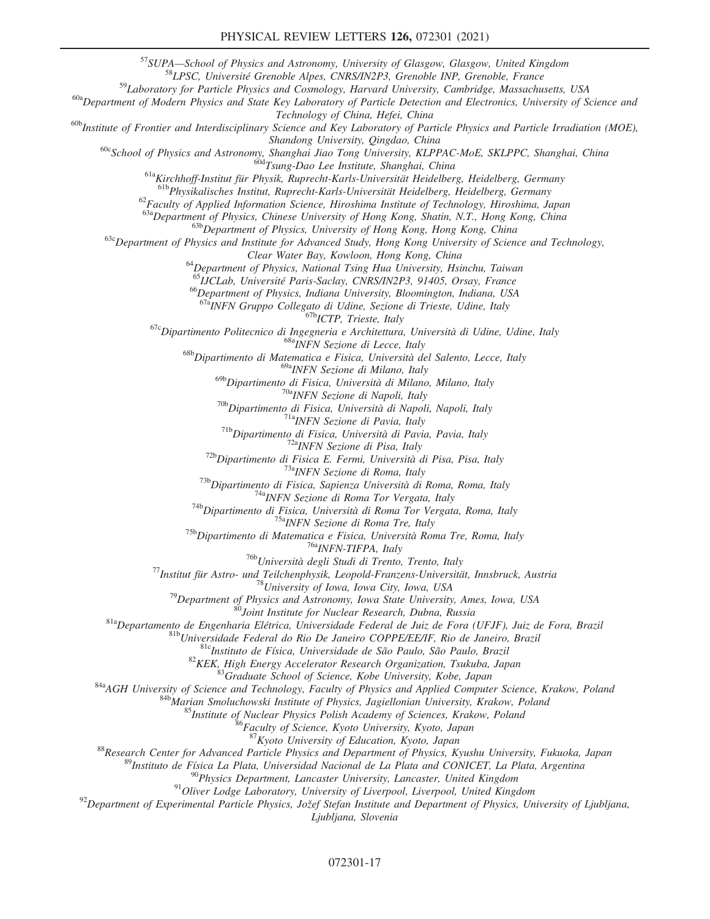[57]SUPA—School of Physics and Astronomy, University of Glasgow, Glasgow, United Kingdom
[58]LPSC, Université Grenoble Alpes, CNRS/IN2P3, Grenoble INP, Grenoble, France
[59]Laboratory for Particle Physics and Cosmology, Harvard University, Cambridge, Massachusetts, USA
[60a]Department of Modern Physics and State Key Laboratory of Particle Detection and Electronics, University of Science and Technology of China, Hefei, China
[60b]Institute of Frontier and Interdisciplinary Science and Key Laboratory of Particle Physics and Particle Irradiation (MOE), Shandong University, Qingdao, China
[60c]School of Physics and Astronomy, Shanghai Jiao Tong University, KLPPAC-MoE, SKLPPC, Shanghai, China
[60d]Tsung-Dao Lee Institute, Shanghai, China
[61a]Kirchhoff-Institut für Physik, Ruprecht-Karls-Universität Heidelberg, Heidelberg, Germany
[61b]Physikalisches Institut, Ruprecht-Karls-Universität Heidelberg, Heidelberg, Germany
[62]Faculty of Applied Information Science, Hiroshima Institute of Technology, Hiroshima, Japan
[63a]Department of Physics, Chinese University of Hong Kong, Shatin, N.T., Hong Kong, China
[63b]Department of Physics, University of Hong Kong, Hong Kong, China
[63c]Department of Physics and Institute for Advanced Study, Hong Kong University of Science and Technology, Clear Water Bay, Kowloon, Hong Kong, China
[64]Department of Physics, National Tsing Hua University, Hsinchu, Taiwan
[65]IJCLab, Université Paris-Saclay, CNRS/IN2P3, 91405, Orsay, France
[66]Department of Physics, Indiana University, Bloomington, Indiana, USA
[67a]INFN Gruppo Collegato di Udine, Sezione di Trieste, Udine, Italy
[67b]ICTP, Trieste, Italy
[67c]Dipartimento Politecnico di Ingegneria e Architettura, Università di Udine, Udine, Italy
[68a]INFN Sezione di Lecce, Italy
[68b]Dipartimento di Matematica e Fisica, Università del Salento, Lecce, Italy
[69a]INFN Sezione di Milano, Italy
[69b]Dipartimento di Fisica, Università di Milano, Milano, Italy
[70a]INFN Sezione di Napoli, Italy
[70b]Dipartimento di Fisica, Università di Napoli, Napoli, Italy
[71a]INFN Sezione di Pavia, Italy
[71b]Dipartimento di Fisica, Università di Pavia, Pavia, Italy
[72a]INFN Sezione di Pisa, Italy
[72b]Dipartimento di Fisica E. Fermi, Università di Pisa, Pisa, Italy
[73a]INFN Sezione di Roma, Italy
[73b]Dipartimento di Fisica, Sapienza Università di Roma, Roma, Italy
[74a]INFN Sezione di Roma Tor Vergata, Italy
[74b]Dipartimento di Fisica, Università di Roma Tor Vergata, Roma, Italy
[75a]INFN Sezione di Roma Tre, Italy
[75b]Dipartimento di Matematica e Fisica, Università Roma Tre, Roma, Italy
[76a]INFN-TIFPA, Italy
[76b]Università degli Studi di Trento, Trento, Italy
[77]Institut für Astro- und Teilchenphysik, Leopold-Franzens-Universität, Innsbruck, Austria
[78]University of Iowa, Iowa City, Iowa, USA
[79]Department of Physics and Astronomy, Iowa State University, Ames, Iowa, USA
[80]Joint Institute for Nuclear Research, Dubna, Russia
[81a]Departamento de Engenharia Elétrica, Universidade Federal de Juiz de Fora (UFJF), Juiz de Fora, Brazil
[81b]Universidade Federal do Rio De Janeiro COPPE/EE/IF, Rio de Janeiro, Brazil
[81c]Instituto de Física, Universidade de São Paulo, São Paulo, Brazil
[82]KEK, High Energy Accelerator Research Organization, Tsukuba, Japan
[83]Graduate School of Science, Kobe University, Kobe, Japan
[84a]AGH University of Science and Technology, Faculty of Physics and Applied Computer Science, Krakow, Poland
[84b]Marian Smoluchowski Institute of Physics, Jagiellonian University, Krakow, Poland
[85]Institute of Nuclear Physics Polish Academy of Sciences, Krakow, Poland
[86]Faculty of Science, Kyoto University, Kyoto, Japan
[87]Kyoto University of Education, Kyoto, Japan
[88]Research Center for Advanced Particle Physics and Department of Physics, Kyushu University, Fukuoka, Japan
[89]Instituto de Física La Plata, Universidad Nacional de La Plata and CONICET, La Plata, Argentina
[90]Physics Department, Lancaster University, Lancaster, United Kingdom
[91]Oliver Lodge Laboratory, University of Liverpool, Liverpool, United Kingdom
[92]Department of Experimental Particle Physics, Jožef Stefan Institute and Department of Physics, University of Ljubljana, Ljubljana, Slovenia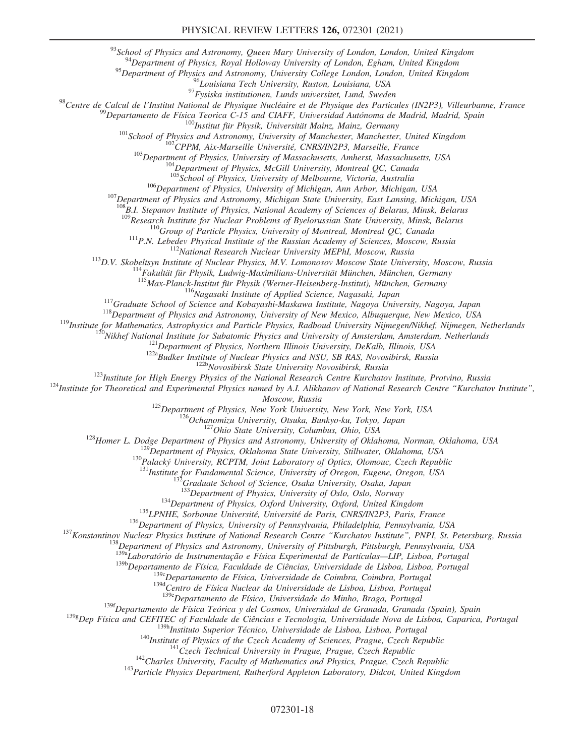[93]School of Physics and Astronomy, Queen Mary University of London, London, United Kingdom
[94]Department of Physics, Royal Holloway University of London, Egham, United Kingdom
[95]Department of Physics and Astronomy, University College London, London, United Kingdom
[96]Louisiana Tech University, Ruston, Louisiana, USA
[97]Fysiska institutionen, Lunds universitet, Lund, Sweden
[98]Centre de Calcul de l'Institut National de Physique Nucléaire et de Physique des Particules (IN2P3), Villeurbanne, France
[99]Departamento de Física Teorica C-15 and CIAFF, Universidad Autónoma de Madrid, Madrid, Spain
[100]Institut für Physik, Universität Mainz, Mainz, Germany
[101]School of Physics and Astronomy, University of Manchester, Manchester, United Kingdom
[102]CPPM, Aix-Marseille Université, CNRS/IN2P3, Marseille, France
[103]Department of Physics, University of Massachusetts, Amherst, Massachusetts, USA
[104]Department of Physics, McGill University, Montreal QC, Canada
[105]School of Physics, University of Melbourne, Victoria, Australia
[106]Department of Physics, University of Michigan, Ann Arbor, Michigan, USA
[107]Department of Physics and Astronomy, Michigan State University, East Lansing, Michigan, USA
[108]B.I. Stepanov Institute of Physics, National Academy of Sciences of Belarus, Minsk, Belarus
[109]Research Institute for Nuclear Problems of Byelorussian State University, Minsk, Belarus
[110]Group of Particle Physics, University of Montreal, Montreal QC, Canada
[111]P.N. Lebedev Physical Institute of the Russian Academy of Sciences, Moscow, Russia
[112]National Research Nuclear University MEPhI, Moscow, Russia
[113]D.V. Skobeltsyn Institute of Nuclear Physics, M.V. Lomonosov Moscow State University, Moscow, Russia
[114]Fakultät für Physik, Ludwig-Maximilians-Universität München, München, Germany
[115]Max-Planck-Institut für Physik (Werner-Heisenberg-Institut), München, Germany
[116]Nagasaki Institute of Applied Science, Nagasaki, Japan
[117]Graduate School of Science and Kobayashi-Maskawa Institute, Nagoya University, Nagoya, Japan
[118]Department of Physics and Astronomy, University of New Mexico, Albuquerque, New Mexico, USA
[119]Institute for Mathematics, Astrophysics and Particle Physics, Radboud University Nijmegen/Nikhef, Nijmegen, Netherlands
[120]Nikhef National Institute for Subatomic Physics and University of Amsterdam, Amsterdam, Netherlands
[121]Department of Physics, Northern Illinois University, DeKalb, Illinois, USA
[122a]Budker Institute of Nuclear Physics and NSU, SB RAS, Novosibirsk, Russia
[122b]Novosibirsk State University Novosibirsk, Russia
[123]Institute for High Energy Physics of the National Research Centre Kurchatov Institute, Protvino, Russia
[124]Institute for Theoretical and Experimental Physics named by A.I. Alikhanov of National Research Centre "Kurchatov Institute", Moscow, Russia
[125]Department of Physics, New York University, New York, New York, USA
[126]Ochanomizu University, Otsuka, Bunkyo-ku, Tokyo, Japan
[127]Ohio State University, Columbus, Ohio, USA
[128]Homer L. Dodge Department of Physics and Astronomy, University of Oklahoma, Norman, Oklahoma, USA
[129]Department of Physics, Oklahoma State University, Stillwater, Oklahoma, USA
[130]Palacký University, RCPTM, Joint Laboratory of Optics, Olomouc, Czech Republic
[131]Institute for Fundamental Science, University of Oregon, Eugene, Oregon, USA
[132]Graduate School of Science, Osaka University, Osaka, Japan
[133]Department of Physics, University of Oslo, Oslo, Norway
[134]Department of Physics, Oxford University, Oxford, United Kingdom
[135]LPNHE, Sorbonne Université, Université de Paris, CNRS/IN2P3, Paris, France
[136]Department of Physics, University of Pennsylvania, Philadelphia, Pennsylvania, USA
[137]Konstantinov Nuclear Physics Institute of National Research Centre "Kurchatov Institute", PNPI, St. Petersburg, Russia
[138]Department of Physics and Astronomy, University of Pittsburgh, Pittsburgh, Pennsylvania, USA
[139a]Laboratório de Instrumentação e Física Experimental de Partículas—LIP, Lisboa, Portugal
[139b]Departamento de Física, Faculdade de Ciências, Universidade de Lisboa, Lisboa, Portugal
[139c]Departamento de Física, Universidade de Coimbra, Coimbra, Portugal
[139d]Centro de Física Nuclear da Universidade de Lisboa, Lisboa, Portugal
[139e]Departamento de Física, Universidade do Minho, Braga, Portugal
[139f]Departamento de Física Teórica y del Cosmos, Universidad de Granada, Granada (Spain), Spain
[139g]Dep Física and CEFITEC of Faculdade de Ciências e Tecnologia, Universidade Nova de Lisboa, Caparica, Portugal
[139h]Instituto Superior Técnico, Universidade de Lisboa, Lisboa, Portugal
[140]Institute of Physics of the Czech Academy of Sciences, Prague, Czech Republic
[141]Czech Technical University in Prague, Prague, Czech Republic
[142]Charles University, Faculty of Mathematics and Physics, Prague, Czech Republic
[143]Particle Physics Department, Rutherford Appleton Laboratory, Didcot, United Kingdom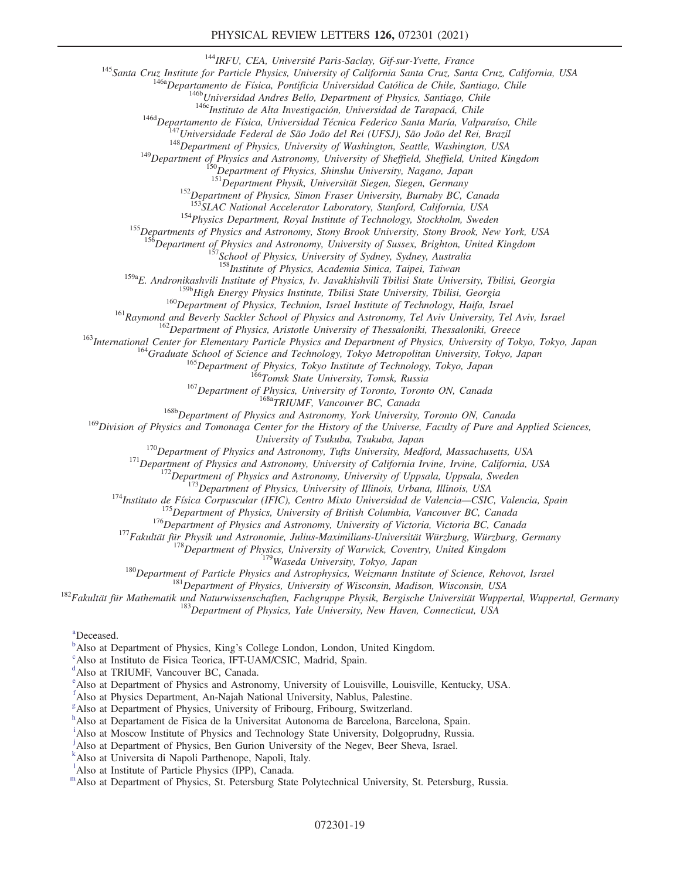[144]IRFU, CEA, Université Paris-Saclay, Gif-sur-Yvette, France

[145]Santa Cruz Institute for Particle Physics, University of California Santa Cruz, Santa Cruz, California, USA

[146a]Departamento de Física, Pontificia Universidad Católica de Chile, Santiago, Chile

[146b]Universidad Andres Bello, Department of Physics, Santiago, Chile

[146c]Instituto de Alta Investigación, Universidad de Tarapacá, Chile

[146d]Departamento de Física, Universidad Técnica Federico Santa María, Valparaíso, Chile

[147]Universidade Federal de São João del Rei (UFSJ), São João del Rei, Brazil

[148]Department of Physics, University of Washington, Seattle, Washington, USA

[149]Department of Physics and Astronomy, University of Sheffield, Sheffield, United Kingdom

[150]Department of Physics, Shinshu University, Nagano, Japan

[151]Department Physik, Universität Siegen, Siegen, Germany

[152]Department of Physics, Simon Fraser University, Burnaby BC, Canada

[153]SLAC National Accelerator Laboratory, Stanford, California, USA

[154]Physics Department, Royal Institute of Technology, Stockholm, Sweden

[155]Departments of Physics and Astronomy, Stony Brook University, Stony Brook, New York, USA

[156]Department of Physics and Astronomy, University of Sussex, Brighton, United Kingdom

[157]School of Physics, University of Sydney, Sydney, Australia

[158]Institute of Physics, Academia Sinica, Taipei, Taiwan

[159a]E. Andronikashvili Institute of Physics, Iv. Javakhishvili Tbilisi State University, Tbilisi, Georgia

[159b]High Energy Physics Institute, Tbilisi State University, Tbilisi, Georgia

[160]Department of Physics, Technion, Israel Institute of Technology, Haifa, Israel

[161]Raymond and Beverly Sackler School of Physics and Astronomy, Tel Aviv University, Tel Aviv, Israel

[162]Department of Physics, Aristotle University of Thessaloniki, Thessaloniki, Greece

[163]International Center for Elementary Particle Physics and Department of Physics, University of Tokyo, Tokyo, Japan

[164]Graduate School of Science and Technology, Tokyo Metropolitan University, Tokyo, Japan

[165]Department of Physics, Tokyo Institute of Technology, Tokyo, Japan

[166]Tomsk State University, Tomsk, Russia

[167]Department of Physics, University of Toronto, Toronto ON, Canada

[168a]TRIUMF, Vancouver BC, Canada

[168b]Department of Physics and Astronomy, York University, Toronto ON, Canada

[169]Division of Physics and Tomonaga Center for the History of the Universe, Faculty of Pure and Applied Sciences, University of Tsukuba, Tsukuba, Japan

[170]Department of Physics and Astronomy, Tufts University, Medford, Massachusetts, USA

[171]Department of Physics and Astronomy, University of California Irvine, Irvine, California, USA

[172]Department of Physics and Astronomy, University of Uppsala, Uppsala, Sweden

[173]Department of Physics, University of Illinois, Urbana, Illinois, USA

[174]Instituto de Física Corpuscular (IFIC), Centro Mixto Universidad de Valencia—CSIC, Valencia, Spain

[175]Department of Physics, University of British Columbia, Vancouver BC, Canada

[176]Department of Physics and Astronomy, University of Victoria, Victoria BC, Canada

[177]Fakultät für Physik und Astronomie, Julius-Maximilians-Universität Würzburg, Würzburg, Germany

[178]Department of Physics, University of Warwick, Coventry, United Kingdom

[179]Waseda University, Tokyo, Japan

[180]Department of Particle Physics and Astrophysics, Weizmann Institute of Science, Rehovot, Israel

[181]Department of Physics, University of Wisconsin, Madison, Wisconsin, USA

[182]Fakultät für Mathematik und Naturwissenschaften, Fachgruppe Physik, Bergische Universität Wuppertal, Wuppertal, Germany

[183]Department of Physics, Yale University, New Haven, Connecticut, USA

[a]Deceased.

[b]Also at Department of Physics, King's College London, London, United Kingdom.

[c]Also at Instituto de Fisica Teorica, IFT-UAM/CSIC, Madrid, Spain.

[d]Also at TRIUMF, Vancouver BC, Canada.

[e]Also at Department of Physics and Astronomy, University of Louisville, Louisville, Kentucky, USA.

[f]Also at Physics Department, An-Najah National University, Nablus, Palestine.

[g]Also at Department of Physics, University of Fribourg, Fribourg, Switzerland.

[h]Also at Departament de Fisica de la Universitat Autonoma de Barcelona, Barcelona, Spain.

[i]Also at Moscow Institute of Physics and Technology State University, Dolgoprudny, Russia.

[j]Also at Department of Physics, Ben Gurion University of the Negev, Beer Sheva, Israel.

[k]Also at Universita di Napoli Parthenope, Napoli, Italy.

[l]Also at Institute of Particle Physics (IPP), Canada.

[m]Also at Department of Physics, St. Petersburg State Polytechnical University, St. Petersburg, Russia.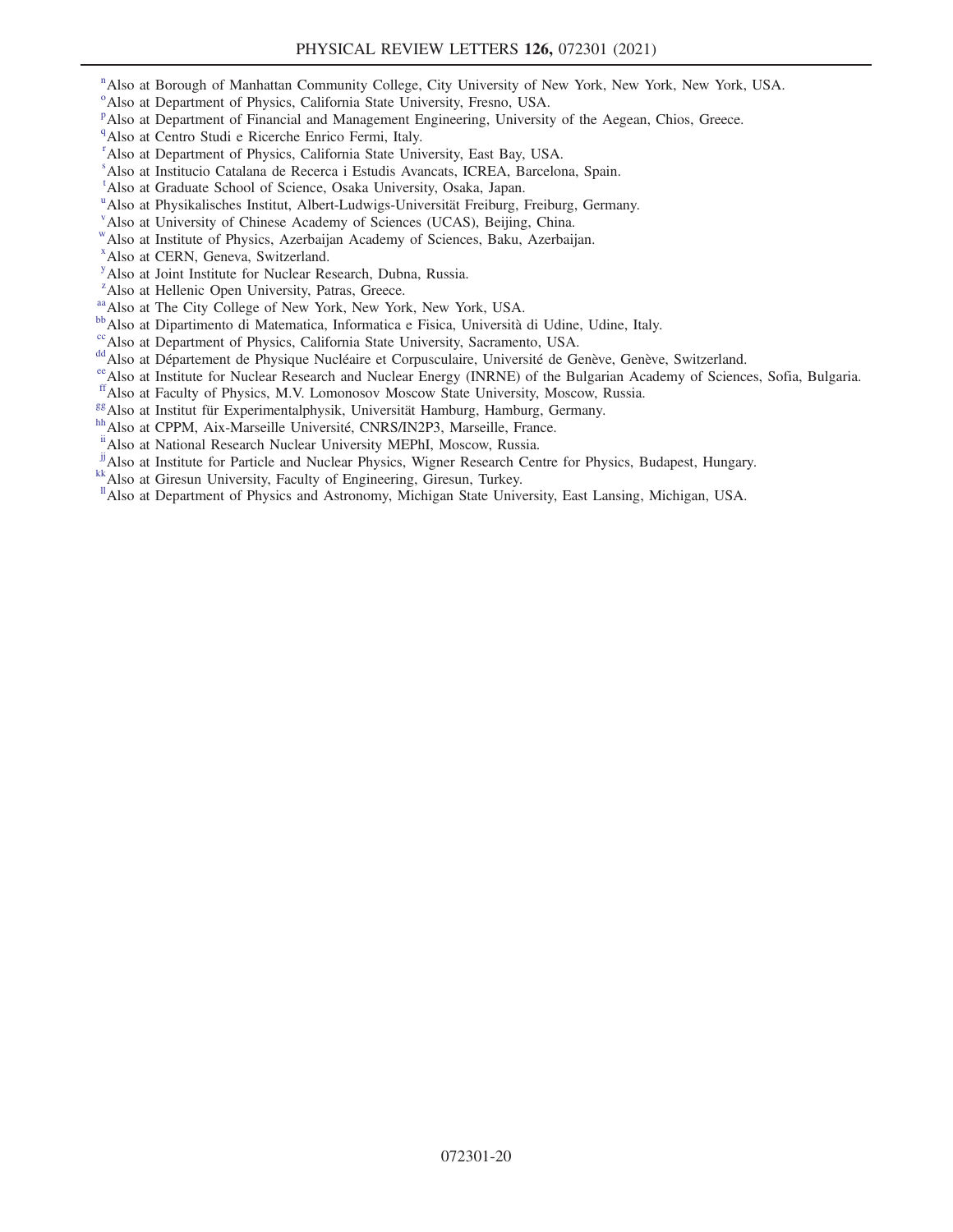[n]Also at Borough of Manhattan Community College, City University of New York, New York, New York, USA.
[o]Also at Department of Physics, California State University, Fresno, USA.
[p]Also at Department of Financial and Management Engineering, University of the Aegean, Chios, Greece.
[q]Also at Centro Studi e Ricerche Enrico Fermi, Italy.
[r]Also at Department of Physics, California State University, East Bay, USA.
[s]Also at Institucio Catalana de Recerca i Estudis Avancats, ICREA, Barcelona, Spain.
[t]Also at Graduate School of Science, Osaka University, Osaka, Japan.
[u]Also at Physikalisches Institut, Albert-Ludwigs-Universität Freiburg, Freiburg, Germany.
[v]Also at University of Chinese Academy of Sciences (UCAS), Beijing, China.
[w]Also at Institute of Physics, Azerbaijan Academy of Sciences, Baku, Azerbaijan.
[x]Also at CERN, Geneva, Switzerland.
[y]Also at Joint Institute for Nuclear Research, Dubna, Russia.
[z]Also at Hellenic Open University, Patras, Greece.
[aa]Also at The City College of New York, New York, New York, USA.
[bb]Also at Dipartimento di Matematica, Informatica e Fisica, Università di Udine, Udine, Italy.
[cc]Also at Department of Physics, California State University, Sacramento, USA.
[dd]Also at Département de Physique Nucléaire et Corpusculaire, Université de Genève, Genève, Switzerland.
[ee]Also at Institute for Nuclear Research and Nuclear Energy (INRNE) of the Bulgarian Academy of Sciences, Sofia, Bulgaria.
[ff]Also at Faculty of Physics, M.V. Lomonosov Moscow State University, Moscow, Russia.
[gg]Also at Institut für Experimentalphysik, Universität Hamburg, Hamburg, Germany.
[hh]Also at CPPM, Aix-Marseille Université, CNRS/IN2P3, Marseille, France.
[ii]Also at National Research Nuclear University MEPhI, Moscow, Russia.
[jj]Also at Institute for Particle and Nuclear Physics, Wigner Research Centre for Physics, Budapest, Hungary.
[kk]Also at Giresun University, Faculty of Engineering, Giresun, Turkey.
[ll]Also at Department of Physics and Astronomy, Michigan State University, East Lansing, Michigan, USA.